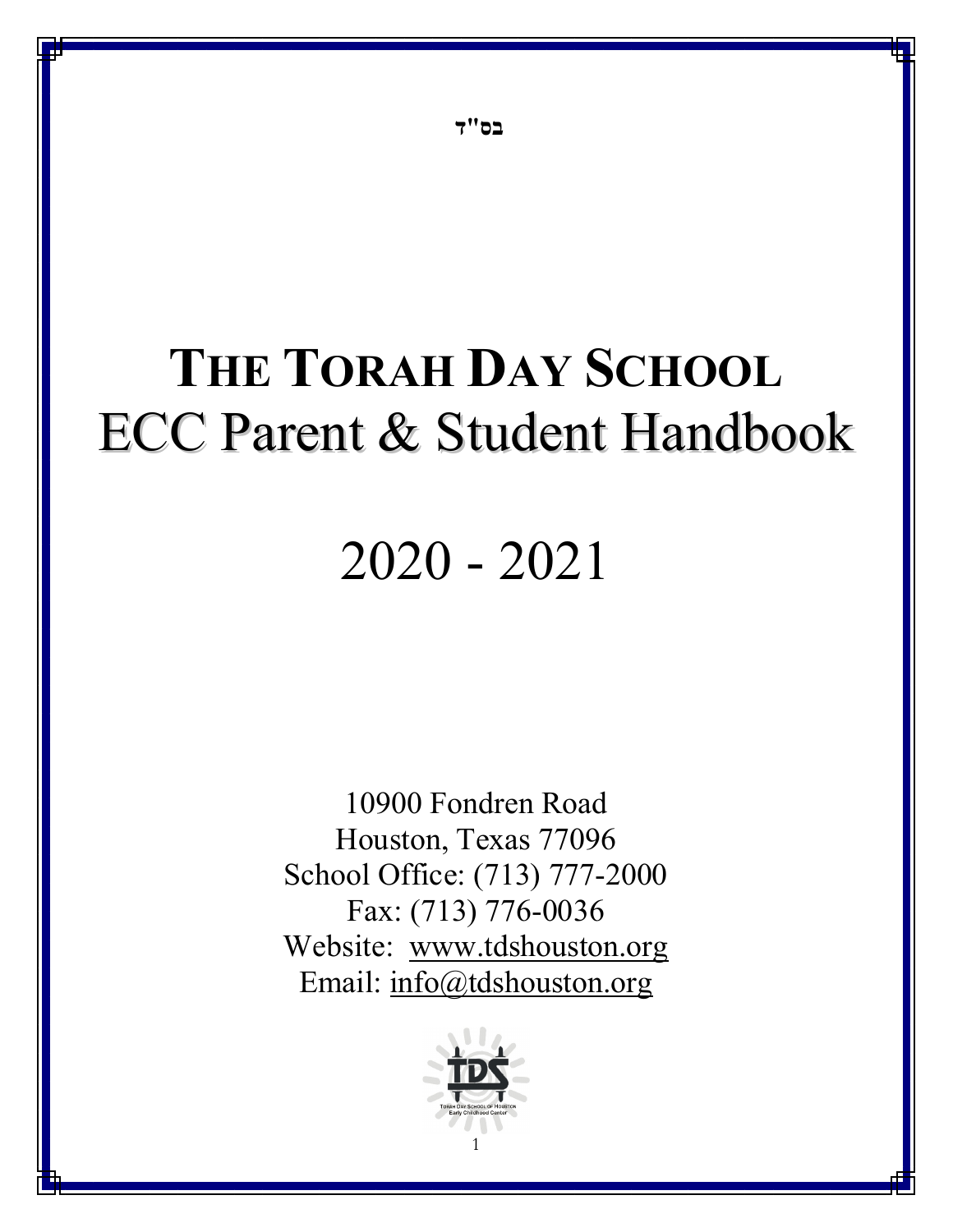בס"ד

# THE TORAH DAY SCHOOL
# ECC Parent & Student Handbook

# 2020 - 2021

10900 Fondren Road
Houston, Texas 77096
School Office: (713) 777-2000
Fax: (713) 776-0036
Website: www.tdshouston.org
Email: info@tdshouston.org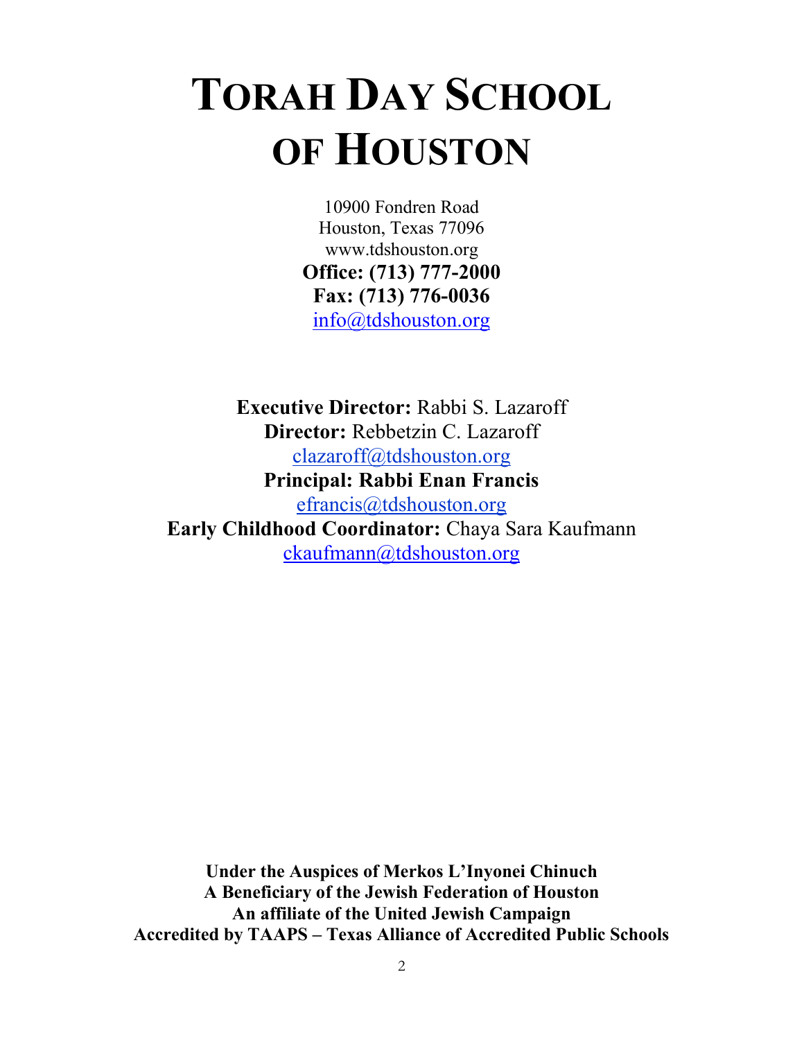# TORAH DAY SCHOOL OF HOUSTON

10900 Fondren Road
Houston, Texas 77096
www.tdshouston.org
**Office: (713) 777-2000**
**Fax: (713) 776-0036**
info@tdshouston.org

**Executive Director:** Rabbi S. Lazaroff
**Director:** Rebbetzin C. Lazaroff
clazaroff@tdshouston.org
**Principal: Rabbi Enan Francis**
efrancis@tdshouston.org
**Early Childhood Coordinator:** Chaya Sara Kaufmann
ckaufmann@tdshouston.org

**Under the Auspices of Merkos L'Inyonei Chinuch**
**A Beneficiary of the Jewish Federation of Houston**
**An affiliate of the United Jewish Campaign**
**Accredited by TAAPS – Texas Alliance of Accredited Public Schools**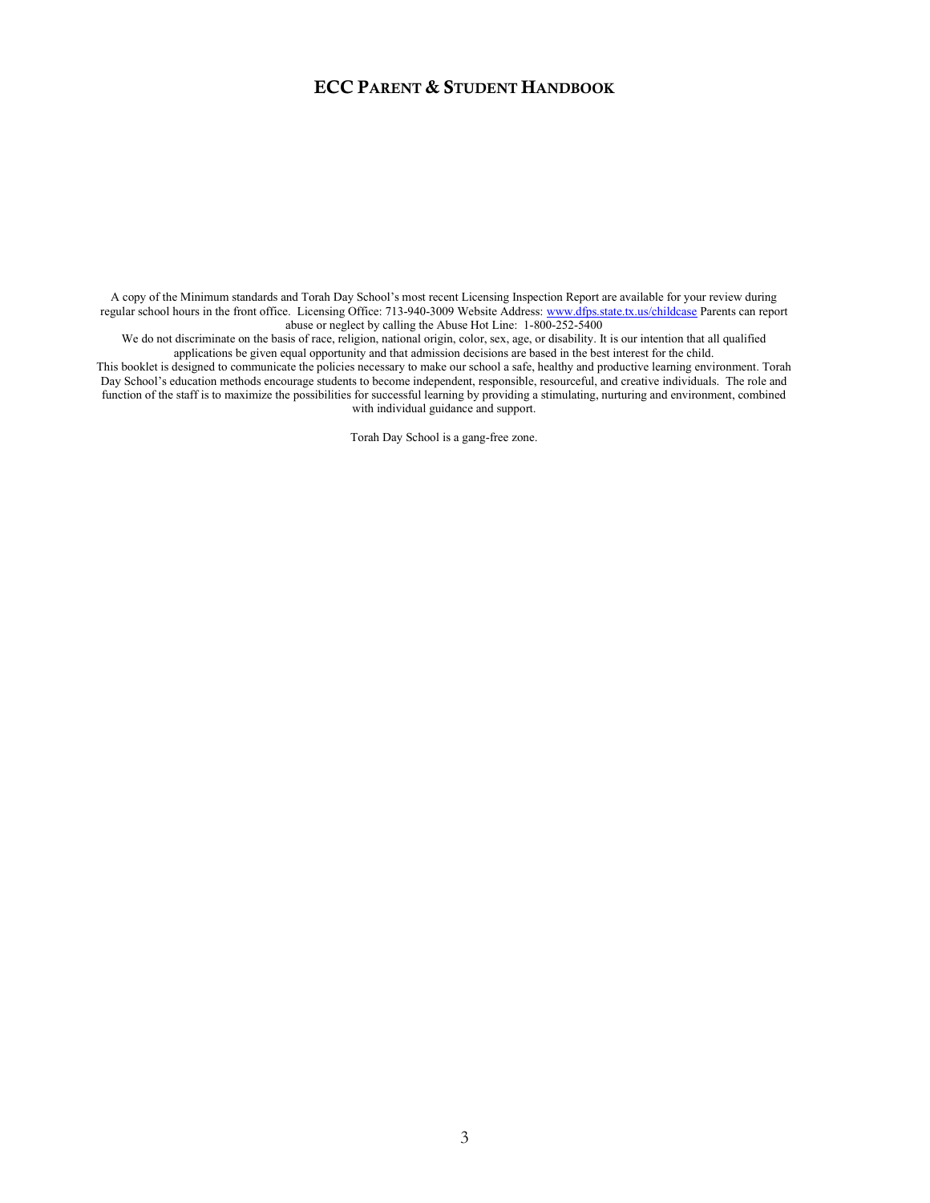# ECC Parent & Student Handbook

A copy of the Minimum standards and Torah Day School's most recent Licensing Inspection Report are available for your review during regular school hours in the front office. Licensing Office: 713-940-3009 Website Address: [www.dfps.state.tx.us/childcase](http://www.dfps.state.tx.us/childcase) Parents can report abuse or neglect by calling the Abuse Hot Line: 1-800-252-5400

We do not discriminate on the basis of race, religion, national origin, color, sex, age, or disability. It is our intention that all qualified applications be given equal opportunity and that admission decisions are based in the best interest for the child.

This booklet is designed to communicate the policies necessary to make our school a safe, healthy and productive learning environment. Torah Day School's education methods encourage students to become independent, responsible, resourceful, and creative individuals. The role and function of the staff is to maximize the possibilities for successful learning by providing a stimulating, nurturing and environment, combined with individual guidance and support.

Torah Day School is a gang-free zone.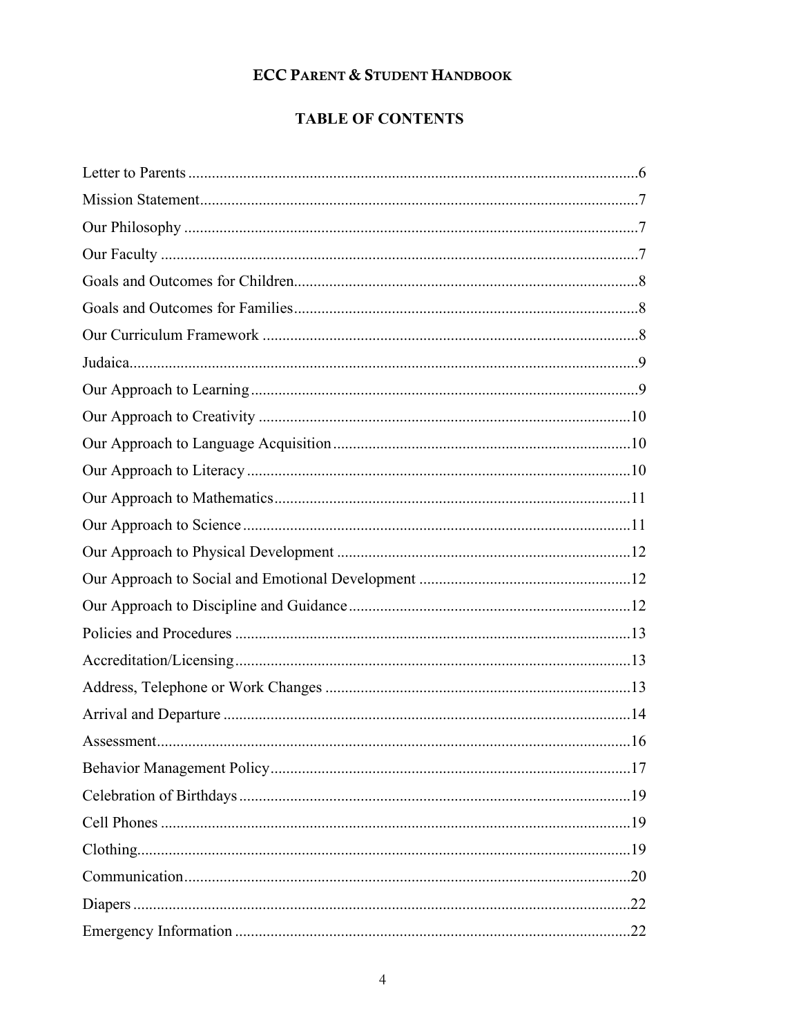# ECC Parent & Student Handbook

## TABLE OF CONTENTS

Letter to Parents ....................................................................................................6

Mission Statement....................................................................................................7

Our Philosophy ........................................................................................................7

Our Faculty ..............................................................................................................7

Goals and Outcomes for Children.............................................................................8

Goals and Outcomes for Families.............................................................................8

Our Curriculum Framework .....................................................................................8

Judaica......................................................................................................................9

Our Approach to Learning ........................................................................................9

Our Approach to Creativity ....................................................................................10

Our Approach to Language Acquisition .................................................................10

Our Approach to Literacy .......................................................................................10

Our Approach to Mathematics ................................................................................11

Our Approach to Science ........................................................................................11

Our Approach to Physical Development .................................................................12

Our Approach to Social and Emotional Development ............................................12

Our Approach to Discipline and Guidance ..............................................................12

Policies and Procedures ..........................................................................................13

Accreditation/Licensing ..........................................................................................13

Address, Telephone or Work Changes ...................................................................13

Arrival and Departure .............................................................................................14

Assessment..............................................................................................................16

Behavior Management Policy .................................................................................17

Celebration of Birthdays .........................................................................................19

Cell Phones .............................................................................................................19

Clothing...................................................................................................................19

Communication.......................................................................................................20

Diapers ....................................................................................................................22

Emergency Information ..........................................................................................22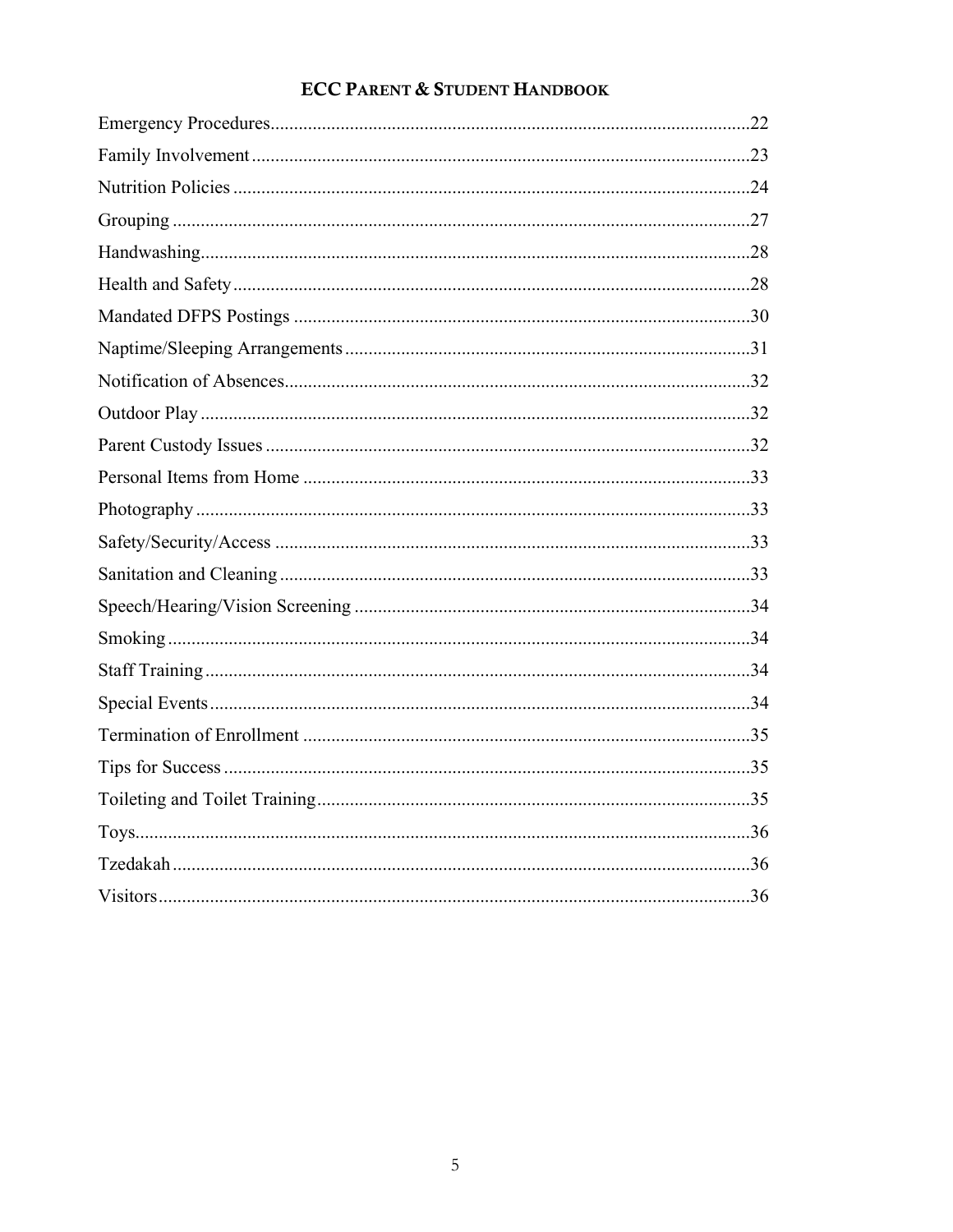Emergency Procedures......................................................................................................22
Family Involvement..........................................................................................................23
Nutrition Policies ..............................................................................................................24
Grouping ...........................................................................................................................27
Handwashing.....................................................................................................................28
Health and Safety..............................................................................................................28
Mandated DFPS Postings .................................................................................................30
Naptime/Sleeping Arrangements......................................................................................31
Notification of Absences...................................................................................................32
Outdoor Play .....................................................................................................................32
Parent Custody Issues .......................................................................................................32
Personal Items from Home ...............................................................................................33
Photography ......................................................................................................................33
Safety/Security/Access .....................................................................................................33
Sanitation and Cleaning ....................................................................................................33
Speech/Hearing/Vision Screening ....................................................................................34
Smoking ............................................................................................................................34
Staff Training ....................................................................................................................34
Special Events...................................................................................................................34
Termination of Enrollment ...............................................................................................35
Tips for Success ................................................................................................................35
Toileting and Toilet Training............................................................................................35
Toys...................................................................................................................................36
Tzedakah ...........................................................................................................................36
Visitors..............................................................................................................................36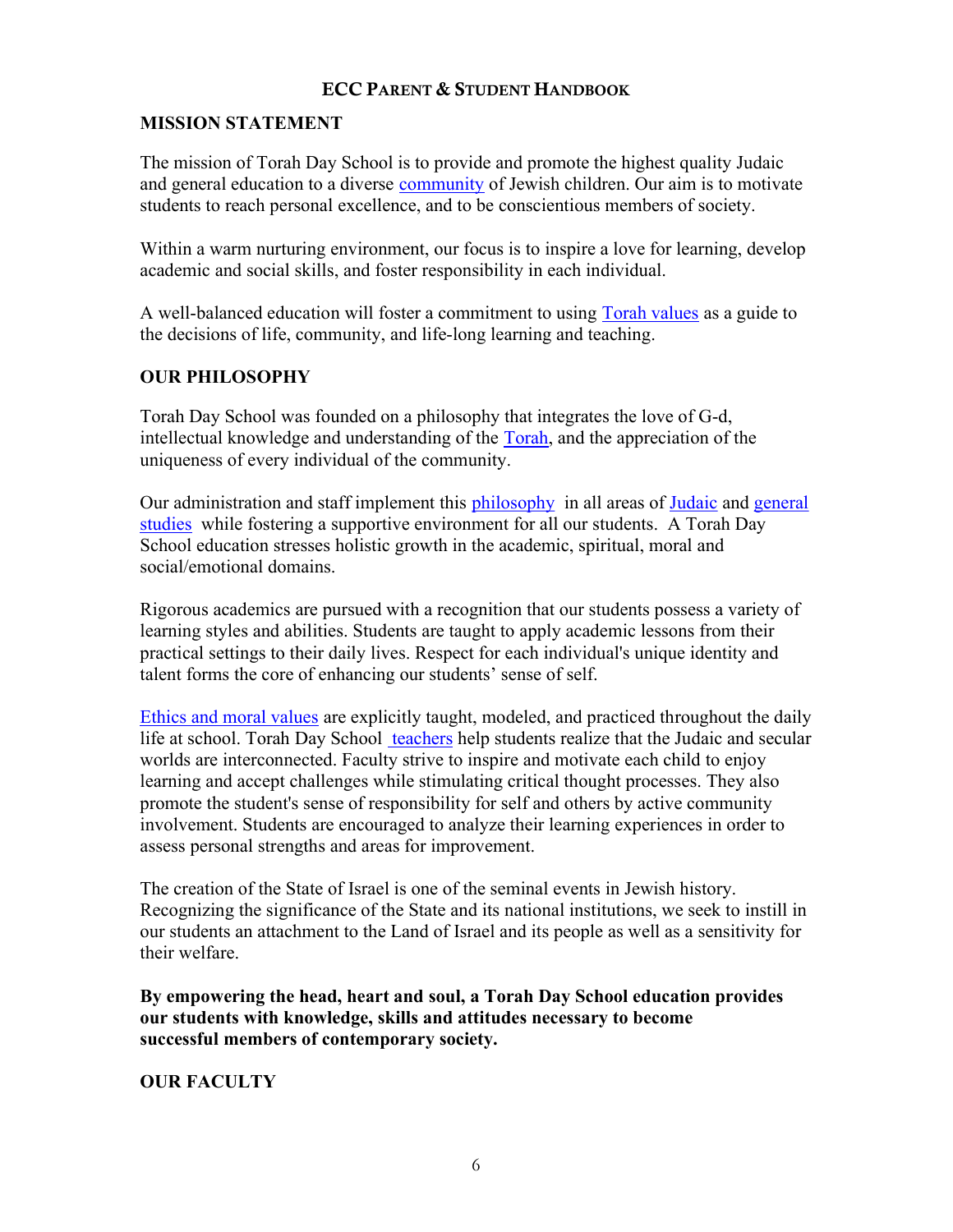## MISSION STATEMENT

The mission of Torah Day School is to provide and promote the highest quality Judaic and general education to a diverse community of Jewish children. Our aim is to motivate students to reach personal excellence, and to be conscientious members of society.

Within a warm nurturing environment, our focus is to inspire a love for learning, develop academic and social skills, and foster responsibility in each individual.

A well-balanced education will foster a commitment to using Torah values as a guide to the decisions of life, community, and life-long learning and teaching.

## OUR PHILOSOPHY

Torah Day School was founded on a philosophy that integrates the love of G-d, intellectual knowledge and understanding of the Torah, and the appreciation of the uniqueness of every individual of the community.

Our administration and staff implement this philosophy in all areas of Judaic and general studies while fostering a supportive environment for all our students. A Torah Day School education stresses holistic growth in the academic, spiritual, moral and social/emotional domains.

Rigorous academics are pursued with a recognition that our students possess a variety of learning styles and abilities. Students are taught to apply academic lessons from their practical settings to their daily lives. Respect for each individual's unique identity and talent forms the core of enhancing our students' sense of self.

Ethics and moral values are explicitly taught, modeled, and practiced throughout the daily life at school. Torah Day School teachers help students realize that the Judaic and secular worlds are interconnected. Faculty strive to inspire and motivate each child to enjoy learning and accept challenges while stimulating critical thought processes. They also promote the student's sense of responsibility for self and others by active community involvement. Students are encouraged to analyze their learning experiences in order to assess personal strengths and areas for improvement.

The creation of the State of Israel is one of the seminal events in Jewish history. Recognizing the significance of the State and its national institutions, we seek to instill in our students an attachment to the Land of Israel and its people as well as a sensitivity for their welfare.

**By empowering the head, heart and soul, a Torah Day School education provides our students with knowledge, skills and attitudes necessary to become successful members of contemporary society.**

## OUR FACULTY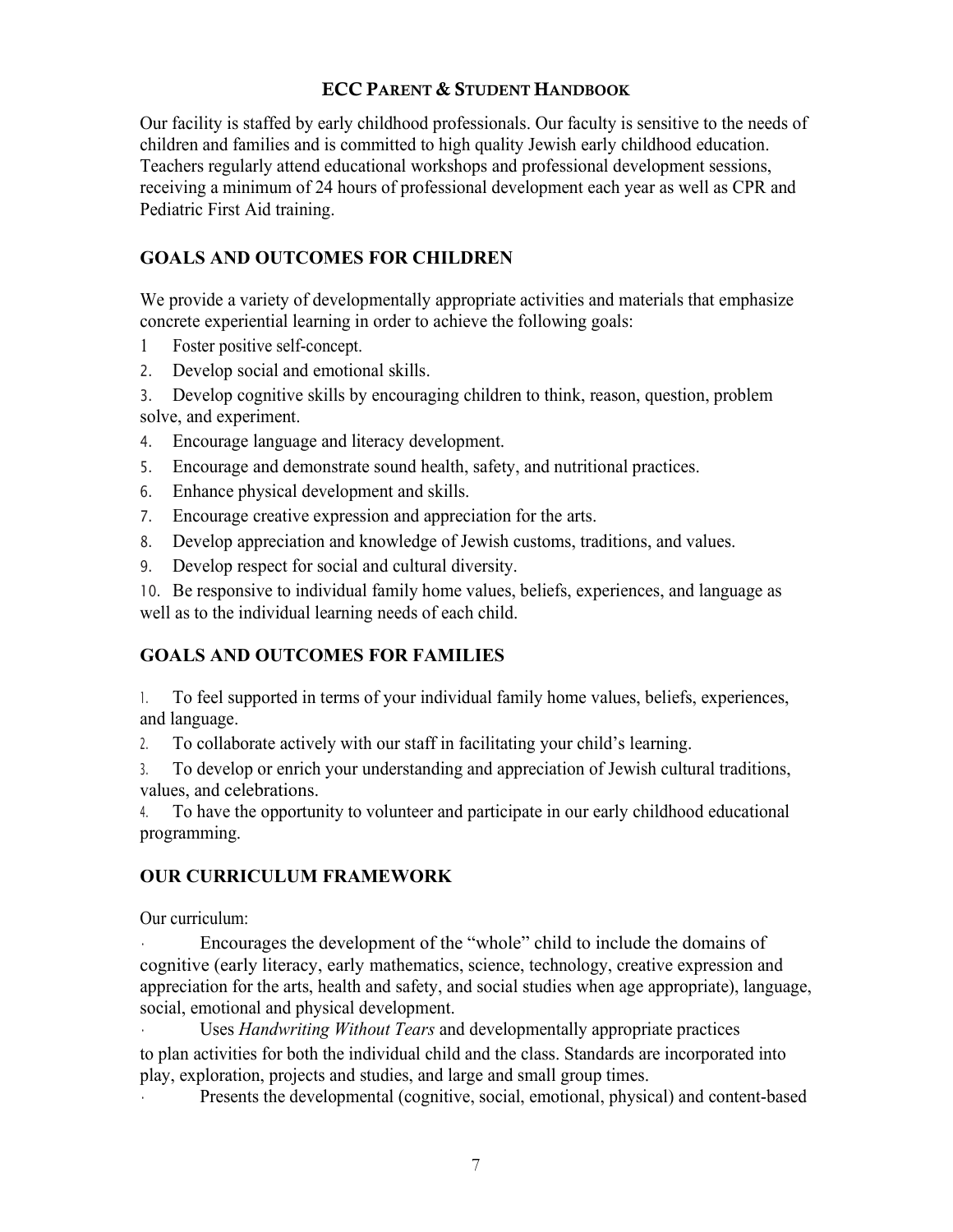Our facility is staffed by early childhood professionals. Our faculty is sensitive to the needs of children and families and is committed to high quality Jewish early childhood education. Teachers regularly attend educational workshops and professional development sessions, receiving a minimum of 24 hours of professional development each year as well as CPR and Pediatric First Aid training.

## GOALS AND OUTCOMES FOR CHILDREN

We provide a variety of developmentally appropriate activities and materials that emphasize concrete experiential learning in order to achieve the following goals:

1. Foster positive self-concept.
2. Develop social and emotional skills.
3. Develop cognitive skills by encouraging children to think, reason, question, problem solve, and experiment.
4. Encourage language and literacy development.
5. Encourage and demonstrate sound health, safety, and nutritional practices.
6. Enhance physical development and skills.
7. Encourage creative expression and appreciation for the arts.
8. Develop appreciation and knowledge of Jewish customs, traditions, and values.
9. Develop respect for social and cultural diversity.
10. Be responsive to individual family home values, beliefs, experiences, and language as well as to the individual learning needs of each child.

## GOALS AND OUTCOMES FOR FAMILIES

1. To feel supported in terms of your individual family home values, beliefs, experiences, and language.
2. To collaborate actively with our staff in facilitating your child's learning.
3. To develop or enrich your understanding and appreciation of Jewish cultural traditions, values, and celebrations.
4. To have the opportunity to volunteer and participate in our early childhood educational programming.

## OUR CURRICULUM FRAMEWORK

Our curriculum:

- Encourages the development of the "whole" child to include the domains of cognitive (early literacy, early mathematics, science, technology, creative expression and appreciation for the arts, health and safety, and social studies when age appropriate), language, social, emotional and physical development.
- Uses *Handwriting Without Tears* and developmentally appropriate practices to plan activities for both the individual child and the class. Standards are incorporated into play, exploration, projects and studies, and large and small group times.
- Presents the developmental (cognitive, social, emotional, physical) and content-based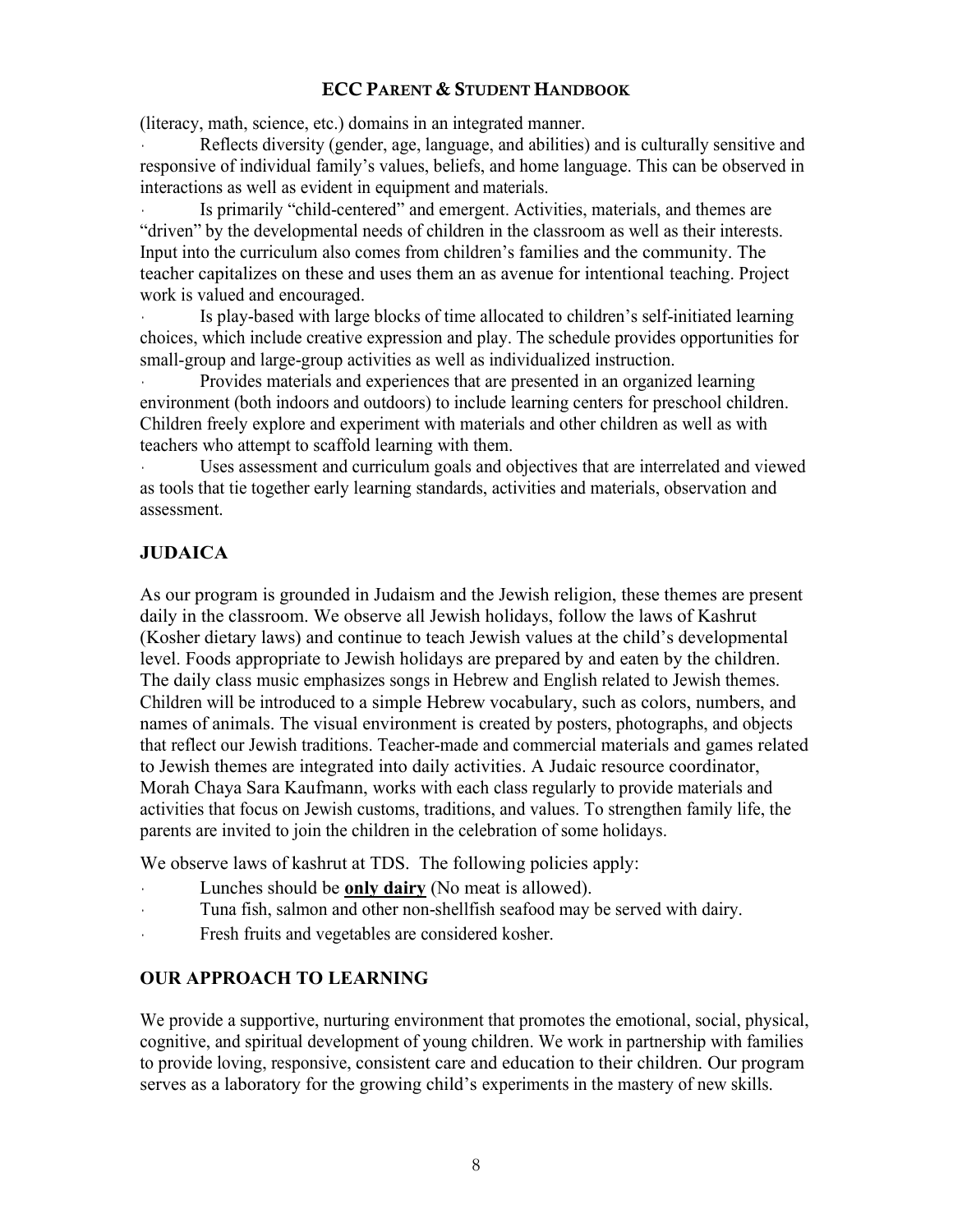(literacy, math, science, etc.) domains in an integrated manner.

- Reflects diversity (gender, age, language, and abilities) and is culturally sensitive and responsive of individual family's values, beliefs, and home language. This can be observed in interactions as well as evident in equipment and materials.
- Is primarily "child-centered" and emergent. Activities, materials, and themes are "driven" by the developmental needs of children in the classroom as well as their interests. Input into the curriculum also comes from children's families and the community. The teacher capitalizes on these and uses them an as avenue for intentional teaching. Project work is valued and encouraged.
- Is play-based with large blocks of time allocated to children's self-initiated learning choices, which include creative expression and play. The schedule provides opportunities for small-group and large-group activities as well as individualized instruction.
- Provides materials and experiences that are presented in an organized learning environment (both indoors and outdoors) to include learning centers for preschool children. Children freely explore and experiment with materials and other children as well as with teachers who attempt to scaffold learning with them.
- Uses assessment and curriculum goals and objectives that are interrelated and viewed as tools that tie together early learning standards, activities and materials, observation and assessment.

## JUDAICA

As our program is grounded in Judaism and the Jewish religion, these themes are present daily in the classroom. We observe all Jewish holidays, follow the laws of Kashrut (Kosher dietary laws) and continue to teach Jewish values at the child's developmental level. Foods appropriate to Jewish holidays are prepared by and eaten by the children. The daily class music emphasizes songs in Hebrew and English related to Jewish themes. Children will be introduced to a simple Hebrew vocabulary, such as colors, numbers, and names of animals. The visual environment is created by posters, photographs, and objects that reflect our Jewish traditions. Teacher-made and commercial materials and games related to Jewish themes are integrated into daily activities. A Judaic resource coordinator, Morah Chaya Sara Kaufmann, works with each class regularly to provide materials and activities that focus on Jewish customs, traditions, and values. To strengthen family life, the parents are invited to join the children in the celebration of some holidays.

We observe laws of kashrut at TDS. The following policies apply:

- Lunches should be **only dairy** (No meat is allowed).
- Tuna fish, salmon and other non-shellfish seafood may be served with dairy.
- Fresh fruits and vegetables are considered kosher.

## OUR APPROACH TO LEARNING

We provide a supportive, nurturing environment that promotes the emotional, social, physical, cognitive, and spiritual development of young children. We work in partnership with families to provide loving, responsive, consistent care and education to their children. Our program serves as a laboratory for the growing child's experiments in the mastery of new skills.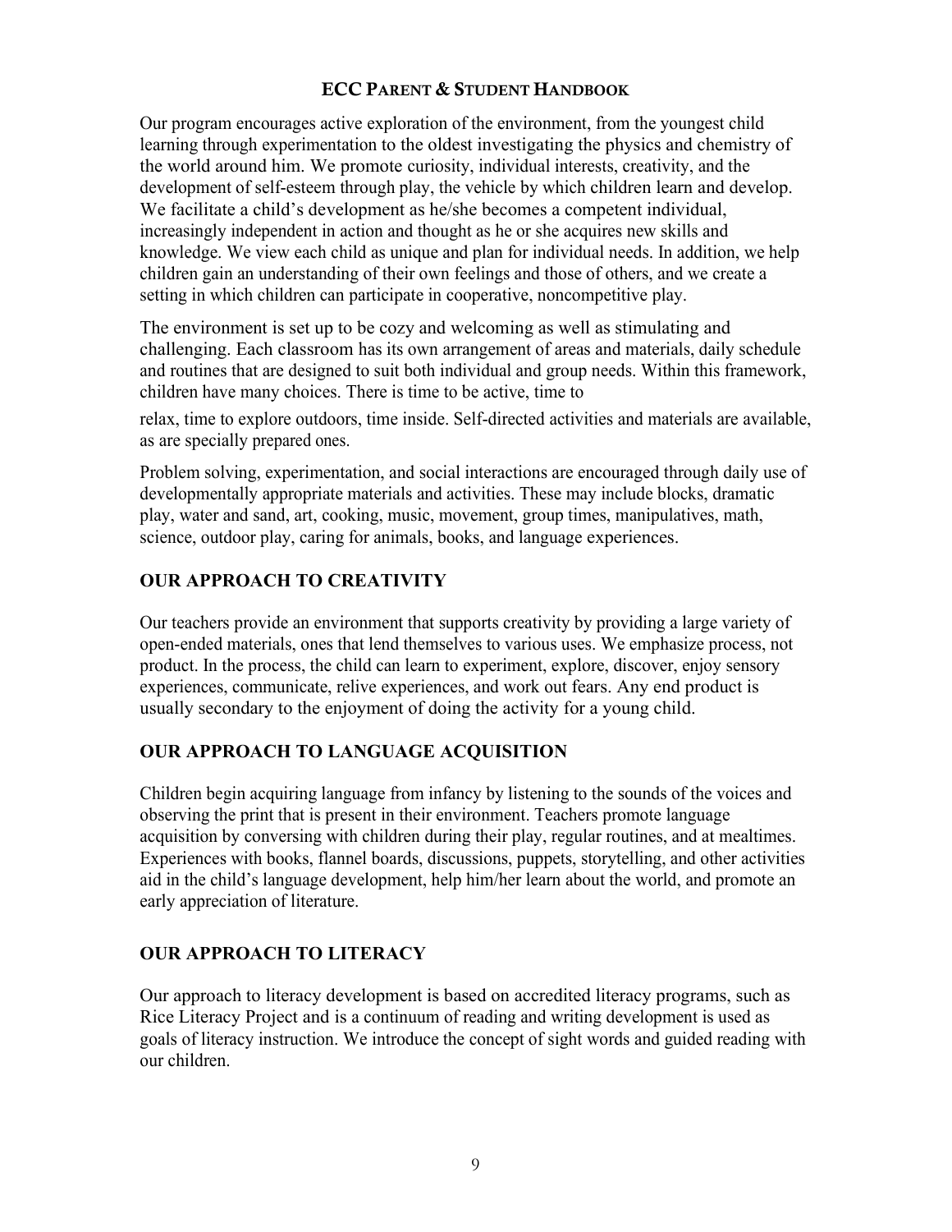Our program encourages active exploration of the environment, from the youngest child learning through experimentation to the oldest investigating the physics and chemistry of the world around him. We promote curiosity, individual interests, creativity, and the development of self-esteem through play, the vehicle by which children learn and develop. We facilitate a child's development as he/she becomes a competent individual, increasingly independent in action and thought as he or she acquires new skills and knowledge. We view each child as unique and plan for individual needs. In addition, we help children gain an understanding of their own feelings and those of others, and we create a setting in which children can participate in cooperative, noncompetitive play.

The environment is set up to be cozy and welcoming as well as stimulating and challenging. Each classroom has its own arrangement of areas and materials, daily schedule and routines that are designed to suit both individual and group needs. Within this framework, children have many choices. There is time to be active, time to relax, time to explore outdoors, time inside. Self-directed activities and materials are available, as are specially prepared ones.

Problem solving, experimentation, and social interactions are encouraged through daily use of developmentally appropriate materials and activities. These may include blocks, dramatic play, water and sand, art, cooking, music, movement, group times, manipulatives, math, science, outdoor play, caring for animals, books, and language experiences.

## OUR APPROACH TO CREATIVITY

Our teachers provide an environment that supports creativity by providing a large variety of open-ended materials, ones that lend themselves to various uses. We emphasize process, not product. In the process, the child can learn to experiment, explore, discover, enjoy sensory experiences, communicate, relive experiences, and work out fears. Any end product is usually secondary to the enjoyment of doing the activity for a young child.

## OUR APPROACH TO LANGUAGE ACQUISITION

Children begin acquiring language from infancy by listening to the sounds of the voices and observing the print that is present in their environment. Teachers promote language acquisition by conversing with children during their play, regular routines, and at mealtimes. Experiences with books, flannel boards, discussions, puppets, storytelling, and other activities aid in the child's language development, help him/her learn about the world, and promote an early appreciation of literature.

## OUR APPROACH TO LITERACY

Our approach to literacy development is based on accredited literacy programs, such as Rice Literacy Project and is a continuum of reading and writing development is used as goals of literacy instruction. We introduce the concept of sight words and guided reading with our children.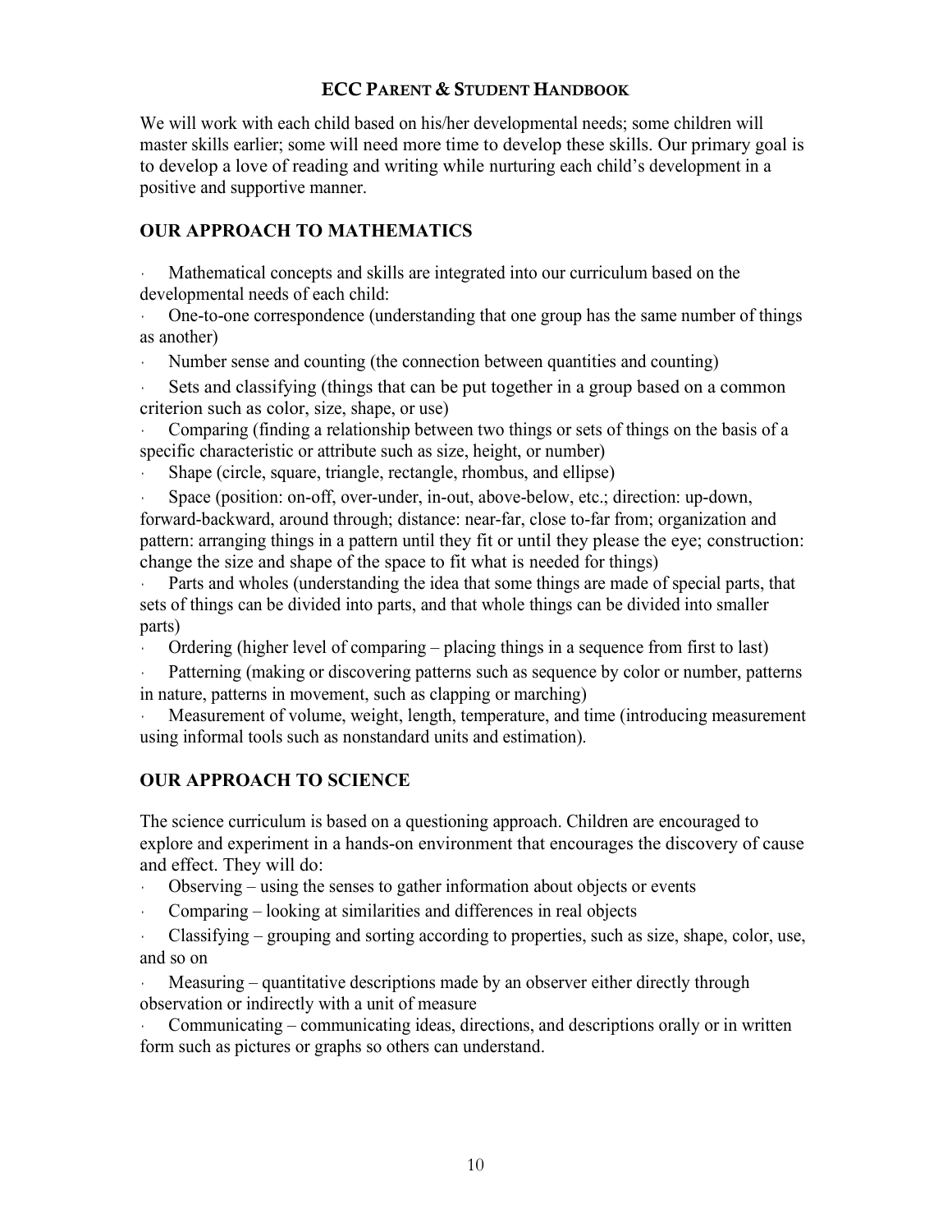We will work with each child based on his/her developmental needs; some children will master skills earlier; some will need more time to develop these skills. Our primary goal is to develop a love of reading and writing while nurturing each child's development in a positive and supportive manner.

## OUR APPROACH TO MATHEMATICS

- Mathematical concepts and skills are integrated into our curriculum based on the developmental needs of each child:
- One-to-one correspondence (understanding that one group has the same number of things as another)
- Number sense and counting (the connection between quantities and counting)
- Sets and classifying (things that can be put together in a group based on a common criterion such as color, size, shape, or use)
- Comparing (finding a relationship between two things or sets of things on the basis of a specific characteristic or attribute such as size, height, or number)
- Shape (circle, square, triangle, rectangle, rhombus, and ellipse)
- Space (position: on-off, over-under, in-out, above-below, etc.; direction: up-down, forward-backward, around through; distance: near-far, close to-far from; organization and pattern: arranging things in a pattern until they fit or until they please the eye; construction: change the size and shape of the space to fit what is needed for things)
- Parts and wholes (understanding the idea that some things are made of special parts, that sets of things can be divided into parts, and that whole things can be divided into smaller parts)
- Ordering (higher level of comparing – placing things in a sequence from first to last)
- Patterning (making or discovering patterns such as sequence by color or number, patterns in nature, patterns in movement, such as clapping or marching)
- Measurement of volume, weight, length, temperature, and time (introducing measurement using informal tools such as nonstandard units and estimation).

## OUR APPROACH TO SCIENCE

The science curriculum is based on a questioning approach. Children are encouraged to explore and experiment in a hands-on environment that encourages the discovery of cause and effect. They will do:

- Observing – using the senses to gather information about objects or events
- Comparing – looking at similarities and differences in real objects
- Classifying – grouping and sorting according to properties, such as size, shape, color, use, and so on
- Measuring – quantitative descriptions made by an observer either directly through observation or indirectly with a unit of measure
- Communicating – communicating ideas, directions, and descriptions orally or in written form such as pictures or graphs so others can understand.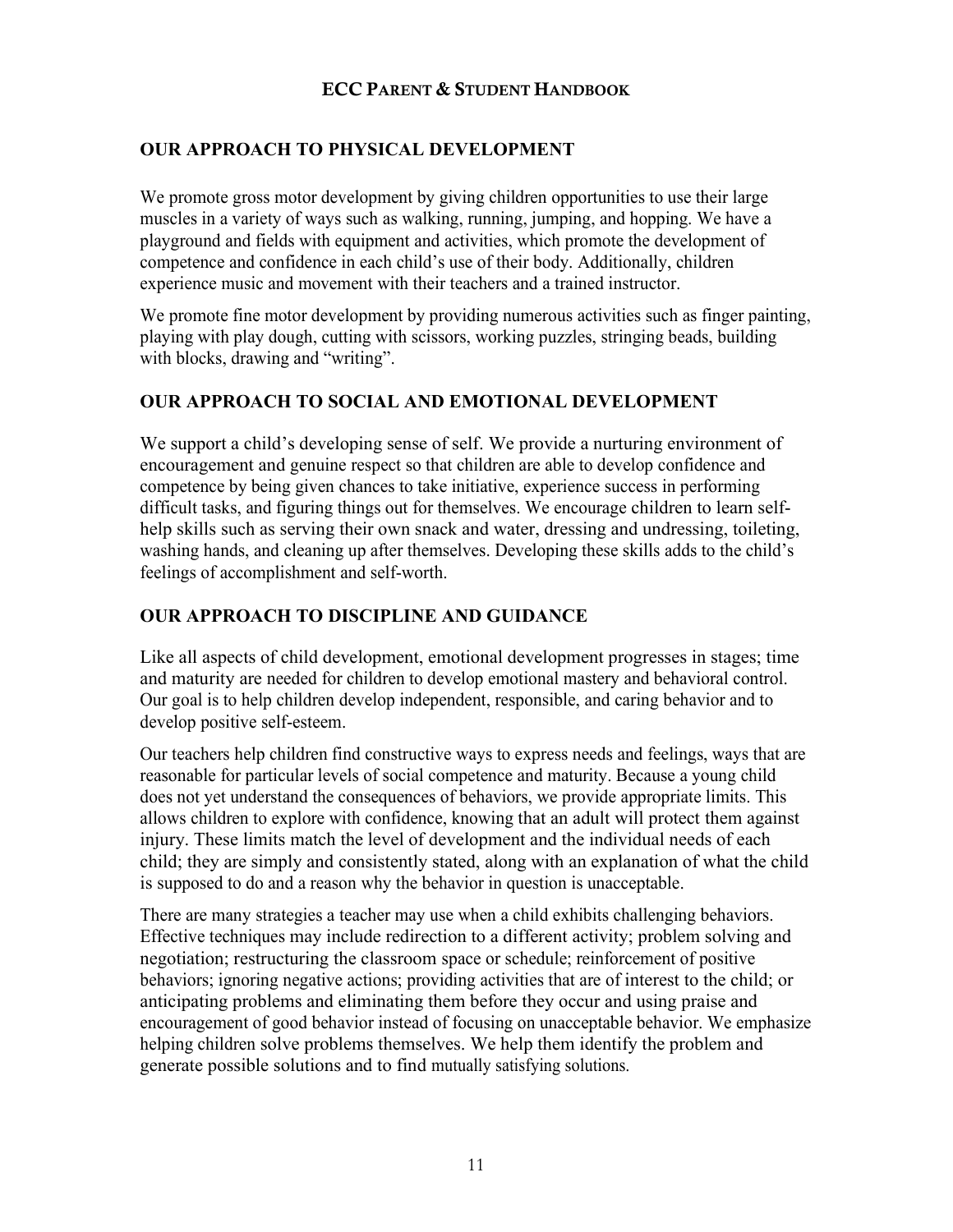## OUR APPROACH TO PHYSICAL DEVELOPMENT

We promote gross motor development by giving children opportunities to use their large muscles in a variety of ways such as walking, running, jumping, and hopping. We have a playground and fields with equipment and activities, which promote the development of competence and confidence in each child's use of their body. Additionally, children experience music and movement with their teachers and a trained instructor.

We promote fine motor development by providing numerous activities such as finger painting, playing with play dough, cutting with scissors, working puzzles, stringing beads, building with blocks, drawing and "writing".

## OUR APPROACH TO SOCIAL AND EMOTIONAL DEVELOPMENT

We support a child's developing sense of self. We provide a nurturing environment of encouragement and genuine respect so that children are able to develop confidence and competence by being given chances to take initiative, experience success in performing difficult tasks, and figuring things out for themselves. We encourage children to learn self-help skills such as serving their own snack and water, dressing and undressing, toileting, washing hands, and cleaning up after themselves. Developing these skills adds to the child's feelings of accomplishment and self-worth.

## OUR APPROACH TO DISCIPLINE AND GUIDANCE

Like all aspects of child development, emotional development progresses in stages; time and maturity are needed for children to develop emotional mastery and behavioral control. Our goal is to help children develop independent, responsible, and caring behavior and to develop positive self-esteem.

Our teachers help children find constructive ways to express needs and feelings, ways that are reasonable for particular levels of social competence and maturity. Because a young child does not yet understand the consequences of behaviors, we provide appropriate limits. This allows children to explore with confidence, knowing that an adult will protect them against injury. These limits match the level of development and the individual needs of each child; they are simply and consistently stated, along with an explanation of what the child is supposed to do and a reason why the behavior in question is unacceptable.

There are many strategies a teacher may use when a child exhibits challenging behaviors. Effective techniques may include redirection to a different activity; problem solving and negotiation; restructuring the classroom space or schedule; reinforcement of positive behaviors; ignoring negative actions; providing activities that are of interest to the child; or anticipating problems and eliminating them before they occur and using praise and encouragement of good behavior instead of focusing on unacceptable behavior. We emphasize helping children solve problems themselves. We help them identify the problem and generate possible solutions and to find mutually satisfying solutions.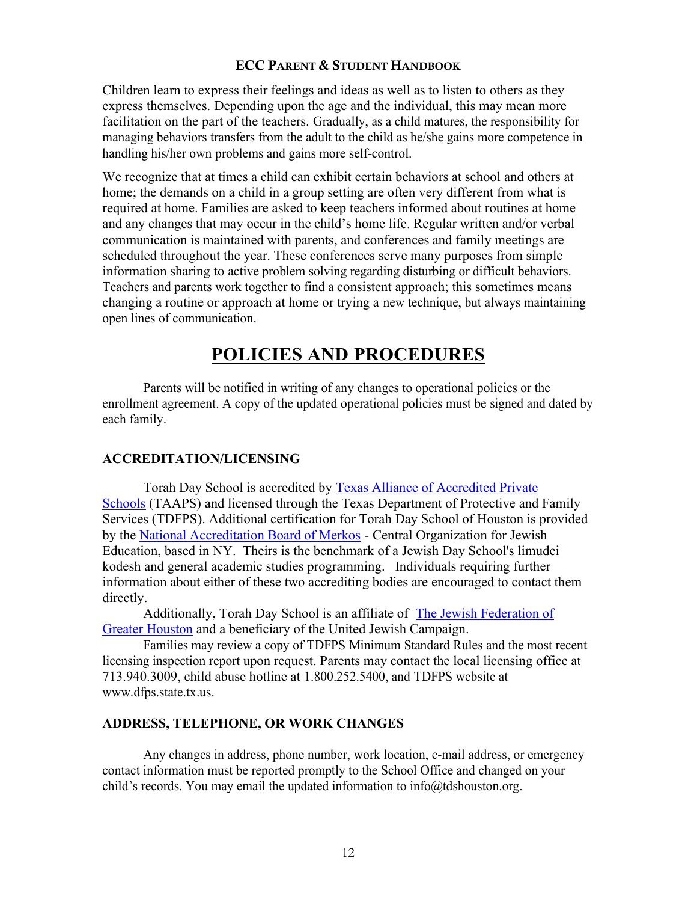Children learn to express their feelings and ideas as well as to listen to others as they express themselves. Depending upon the age and the individual, this may mean more facilitation on the part of the teachers. Gradually, as a child matures, the responsibility for managing behaviors transfers from the adult to the child as he/she gains more competence in handling his/her own problems and gains more self-control.

We recognize that at times a child can exhibit certain behaviors at school and others at home; the demands on a child in a group setting are often very different from what is required at home. Families are asked to keep teachers informed about routines at home and any changes that may occur in the child's home life. Regular written and/or verbal communication is maintained with parents, and conferences and family meetings are scheduled throughout the year. These conferences serve many purposes from simple information sharing to active problem solving regarding disturbing or difficult behaviors. Teachers and parents work together to find a consistent approach; this sometimes means changing a routine or approach at home or trying a new technique, but always maintaining open lines of communication.

# POLICIES AND PROCEDURES

Parents will be notified in writing of any changes to operational policies or the enrollment agreement. A copy of the updated operational policies must be signed and dated by each family.

## ACCREDITATION/LICENSING

Torah Day School is accredited by Texas Alliance of Accredited Private Schools (TAAPS) and licensed through the Texas Department of Protective and Family Services (TDFPS). Additional certification for Torah Day School of Houston is provided by the National Accreditation Board of Merkos - Central Organization for Jewish Education, based in NY. Theirs is the benchmark of a Jewish Day School's limudei kodesh and general academic studies programming. Individuals requiring further information about either of these two accrediting bodies are encouraged to contact them directly.

Additionally, Torah Day School is an affiliate of The Jewish Federation of Greater Houston and a beneficiary of the United Jewish Campaign.

Families may review a copy of TDFPS Minimum Standard Rules and the most recent licensing inspection report upon request. Parents may contact the local licensing office at 713.940.3009, child abuse hotline at 1.800.252.5400, and TDFPS website at www.dfps.state.tx.us.

## ADDRESS, TELEPHONE, OR WORK CHANGES

Any changes in address, phone number, work location, e-mail address, or emergency contact information must be reported promptly to the School Office and changed on your child's records. You may email the updated information to info@tdshouston.org.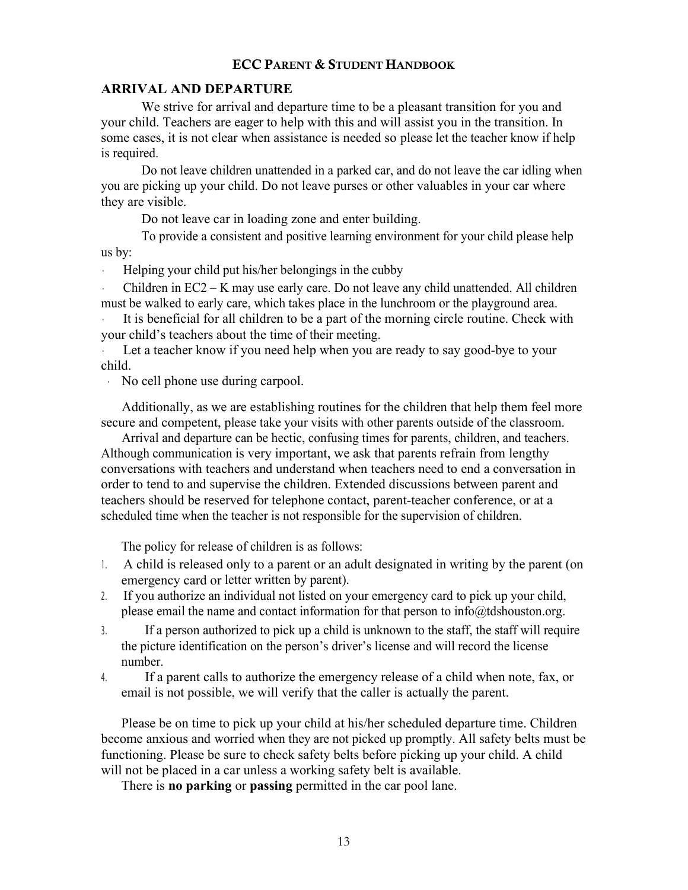## ARRIVAL AND DEPARTURE

We strive for arrival and departure time to be a pleasant transition for you and your child. Teachers are eager to help with this and will assist you in the transition. In some cases, it is not clear when assistance is needed so please let the teacher know if help is required.

Do not leave children unattended in a parked car, and do not leave the car idling when you are picking up your child. Do not leave purses or other valuables in your car where they are visible.

Do not leave car in loading zone and enter building.

To provide a consistent and positive learning environment for your child please help us by:

- Helping your child put his/her belongings in the cubby
- Children in EC2 – K may use early care. Do not leave any child unattended. All children must be walked to early care, which takes place in the lunchroom or the playground area.
- It is beneficial for all children to be a part of the morning circle routine. Check with your child's teachers about the time of their meeting.
- Let a teacher know if you need help when you are ready to say good-bye to your child.
- No cell phone use during carpool.

Additionally, as we are establishing routines for the children that help them feel more secure and competent, please take your visits with other parents outside of the classroom.

Arrival and departure can be hectic, confusing times for parents, children, and teachers. Although communication is very important, we ask that parents refrain from lengthy conversations with teachers and understand when teachers need to end a conversation in order to tend to and supervise the children. Extended discussions between parent and teachers should be reserved for telephone contact, parent-teacher conference, or at a scheduled time when the teacher is not responsible for the supervision of children.

The policy for release of children is as follows:

1. A child is released only to a parent or an adult designated in writing by the parent (on emergency card or letter written by parent).
2. If you authorize an individual not listed on your emergency card to pick up your child, please email the name and contact information for that person to info@tdshouston.org.
3. If a person authorized to pick up a child is unknown to the staff, the staff will require the picture identification on the person's driver's license and will record the license number.
4. If a parent calls to authorize the emergency release of a child when note, fax, or email is not possible, we will verify that the caller is actually the parent.

Please be on time to pick up your child at his/her scheduled departure time. Children become anxious and worried when they are not picked up promptly. All safety belts must be functioning. Please be sure to check safety belts before picking up your child. A child will not be placed in a car unless a working safety belt is available.

There is **no parking** or **passing** permitted in the car pool lane.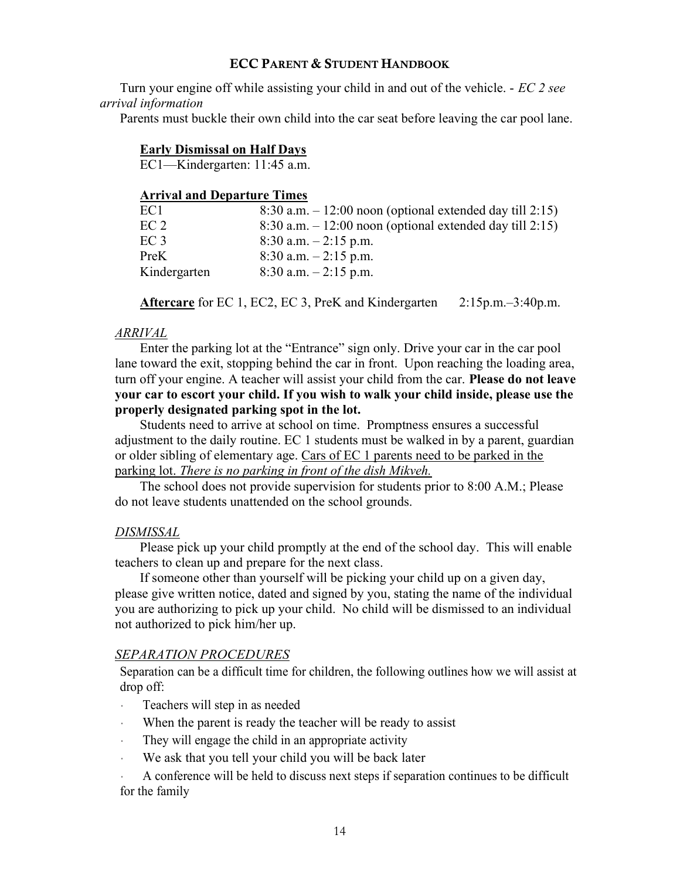Turn your engine off while assisting your child in and out of the vehicle. - *EC 2 see arrival information*

Parents must buckle their own child into the car seat before leaving the car pool lane.

**Early Dismissal on Half Days**

EC1—Kindergarten: 11:45 a.m.

**Arrival and Departure Times**

| | |
|---|---|
| EC1 | 8:30 a.m. – 12:00 noon (optional extended day till 2:15) |
| EC 2 | 8:30 a.m. – 12:00 noon (optional extended day till 2:15) |
| EC 3 | 8:30 a.m. – 2:15 p.m. |
| PreK | 8:30 a.m. – 2:15 p.m. |
| Kindergarten | 8:30 a.m. – 2:15 p.m. |

**Aftercare** for EC 1, EC2, EC 3, PreK and Kindergarten 2:15p.m.–3:40p.m.

*ARRIVAL*

Enter the parking lot at the "Entrance" sign only. Drive your car in the car pool lane toward the exit, stopping behind the car in front. Upon reaching the loading area, turn off your engine. A teacher will assist your child from the car. **Please do not leave your car to escort your child. If you wish to walk your child inside, please use the properly designated parking spot in the lot.**

Students need to arrive at school on time. Promptness ensures a successful adjustment to the daily routine. EC 1 students must be walked in by a parent, guardian or older sibling of elementary age. Cars of EC 1 parents need to be parked in the parking lot. *There is no parking in front of the dish Mikveh.*

The school does not provide supervision for students prior to 8:00 A.M.; Please do not leave students unattended on the school grounds.

*DISMISSAL*

Please pick up your child promptly at the end of the school day. This will enable teachers to clean up and prepare for the next class.

If someone other than yourself will be picking your child up on a given day, please give written notice, dated and signed by you, stating the name of the individual you are authorizing to pick up your child. No child will be dismissed to an individual not authorized to pick him/her up.

*SEPARATION PROCEDURES*

Separation can be a difficult time for children, the following outlines how we will assist at drop off:

- Teachers will step in as needed
- When the parent is ready the teacher will be ready to assist
- They will engage the child in an appropriate activity
- We ask that you tell your child you will be back later
- A conference will be held to discuss next steps if separation continues to be difficult for the family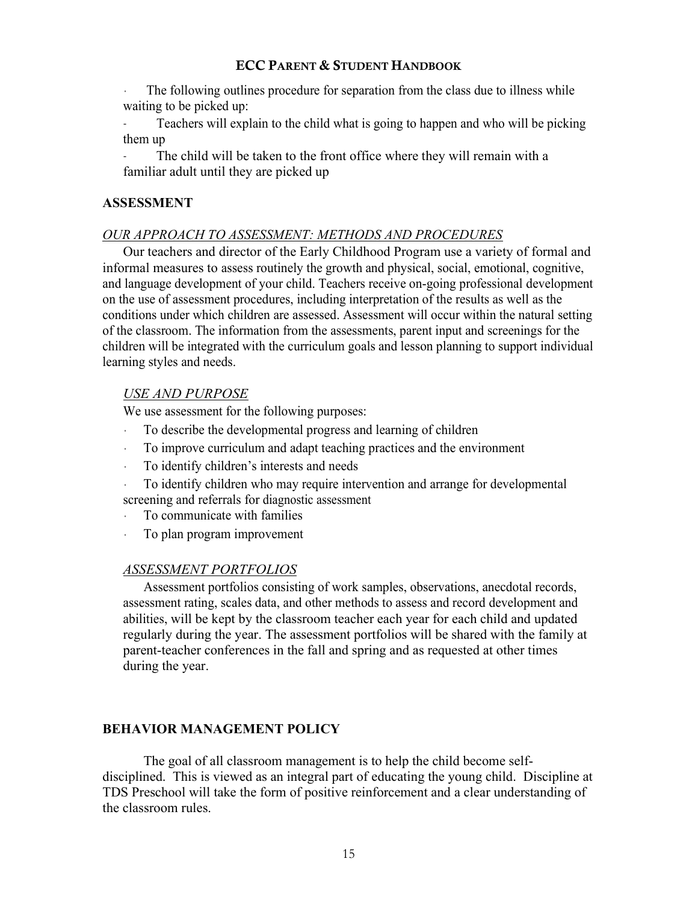- The following outlines procedure for separation from the class due to illness while waiting to be picked up:
  - Teachers will explain to the child what is going to happen and who will be picking them up
  - The child will be taken to the front office where they will remain with a familiar adult until they are picked up

## ASSESSMENT

### *OUR APPROACH TO ASSESSMENT: METHODS AND PROCEDURES*

Our teachers and director of the Early Childhood Program use a variety of formal and informal measures to assess routinely the growth and physical, social, emotional, cognitive, and language development of your child. Teachers receive on-going professional development on the use of assessment procedures, including interpretation of the results as well as the conditions under which children are assessed. Assessment will occur within the natural setting of the classroom. The information from the assessments, parent input and screenings for the children will be integrated with the curriculum goals and lesson planning to support individual learning styles and needs.

### *USE AND PURPOSE*

We use assessment for the following purposes:

- To describe the developmental progress and learning of children
- To improve curriculum and adapt teaching practices and the environment
- To identify children's interests and needs
- To identify children who may require intervention and arrange for developmental screening and referrals for diagnostic assessment
- To communicate with families
- To plan program improvement

### *ASSESSMENT PORTFOLIOS*

Assessment portfolios consisting of work samples, observations, anecdotal records, assessment rating, scales data, and other methods to assess and record development and abilities, will be kept by the classroom teacher each year for each child and updated regularly during the year. The assessment portfolios will be shared with the family at parent-teacher conferences in the fall and spring and as requested at other times during the year.

## BEHAVIOR MANAGEMENT POLICY

The goal of all classroom management is to help the child become self-disciplined. This is viewed as an integral part of educating the young child. Discipline at TDS Preschool will take the form of positive reinforcement and a clear understanding of the classroom rules.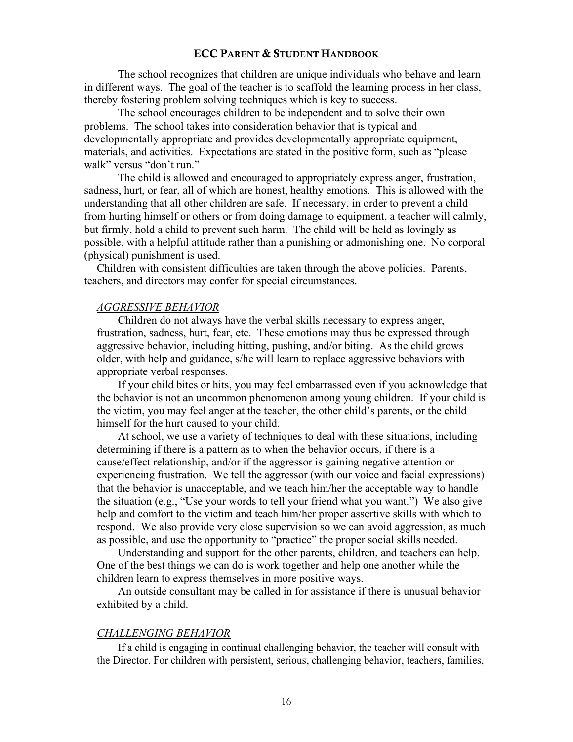The school recognizes that children are unique individuals who behave and learn in different ways. The goal of the teacher is to scaffold the learning process in her class, thereby fostering problem solving techniques which is key to success.

The school encourages children to be independent and to solve their own problems. The school takes into consideration behavior that is typical and developmentally appropriate and provides developmentally appropriate equipment, materials, and activities. Expectations are stated in the positive form, such as "please walk" versus "don't run."

The child is allowed and encouraged to appropriately express anger, frustration, sadness, hurt, or fear, all of which are honest, healthy emotions. This is allowed with the understanding that all other children are safe. If necessary, in order to prevent a child from hurting himself or others or from doing damage to equipment, a teacher will calmly, but firmly, hold a child to prevent such harm. The child will be held as lovingly as possible, with a helpful attitude rather than a punishing or admonishing one. No corporal (physical) punishment is used.

Children with consistent difficulties are taken through the above policies. Parents, teachers, and directors may confer for special circumstances.

### *AGGRESSIVE BEHAVIOR*

Children do not always have the verbal skills necessary to express anger, frustration, sadness, hurt, fear, etc. These emotions may thus be expressed through aggressive behavior, including hitting, pushing, and/or biting. As the child grows older, with help and guidance, s/he will learn to replace aggressive behaviors with appropriate verbal responses.

If your child bites or hits, you may feel embarrassed even if you acknowledge that the behavior is not an uncommon phenomenon among young children. If your child is the victim, you may feel anger at the teacher, the other child's parents, or the child himself for the hurt caused to your child.

At school, we use a variety of techniques to deal with these situations, including determining if there is a pattern as to when the behavior occurs, if there is a cause/effect relationship, and/or if the aggressor is gaining negative attention or experiencing frustration. We tell the aggressor (with our voice and facial expressions) that the behavior is unacceptable, and we teach him/her the acceptable way to handle the situation (e.g., "Use your words to tell your friend what you want.") We also give help and comfort to the victim and teach him/her proper assertive skills with which to respond. We also provide very close supervision so we can avoid aggression, as much as possible, and use the opportunity to "practice" the proper social skills needed.

Understanding and support for the other parents, children, and teachers can help. One of the best things we can do is work together and help one another while the children learn to express themselves in more positive ways.

An outside consultant may be called in for assistance if there is unusual behavior exhibited by a child.

### *CHALLENGING BEHAVIOR*

If a child is engaging in continual challenging behavior, the teacher will consult with the Director. For children with persistent, serious, challenging behavior, teachers, families,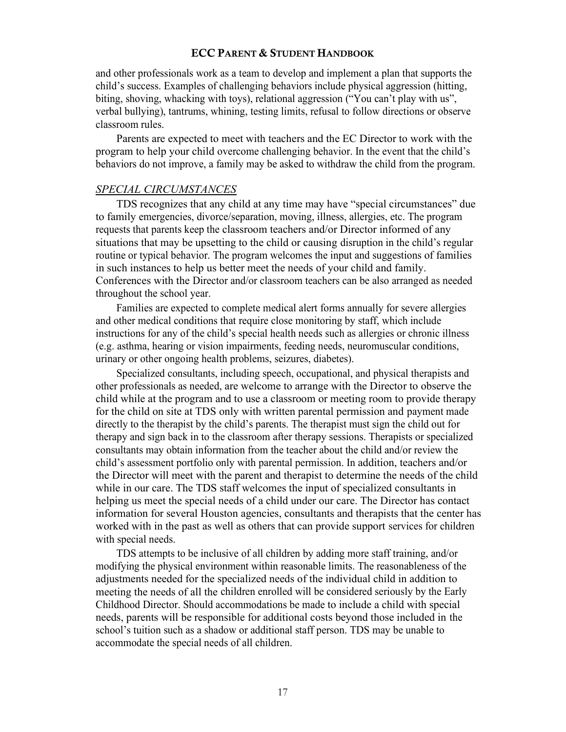and other professionals work as a team to develop and implement a plan that supports the child's success. Examples of challenging behaviors include physical aggression (hitting, biting, shoving, whacking with toys), relational aggression ("You can't play with us", verbal bullying), tantrums, whining, testing limits, refusal to follow directions or observe classroom rules.

Parents are expected to meet with teachers and the EC Director to work with the program to help your child overcome challenging behavior. In the event that the child's behaviors do not improve, a family may be asked to withdraw the child from the program.

## *SPECIAL CIRCUMSTANCES*

TDS recognizes that any child at any time may have "special circumstances" due to family emergencies, divorce/separation, moving, illness, allergies, etc. The program requests that parents keep the classroom teachers and/or Director informed of any situations that may be upsetting to the child or causing disruption in the child's regular routine or typical behavior. The program welcomes the input and suggestions of families in such instances to help us better meet the needs of your child and family. Conferences with the Director and/or classroom teachers can be also arranged as needed throughout the school year.

Families are expected to complete medical alert forms annually for severe allergies and other medical conditions that require close monitoring by staff, which include instructions for any of the child's special health needs such as allergies or chronic illness (e.g. asthma, hearing or vision impairments, feeding needs, neuromuscular conditions, urinary or other ongoing health problems, seizures, diabetes).

Specialized consultants, including speech, occupational, and physical therapists and other professionals as needed, are welcome to arrange with the Director to observe the child while at the program and to use a classroom or meeting room to provide therapy for the child on site at TDS only with written parental permission and payment made directly to the therapist by the child's parents. The therapist must sign the child out for therapy and sign back in to the classroom after therapy sessions. Therapists or specialized consultants may obtain information from the teacher about the child and/or review the child's assessment portfolio only with parental permission. In addition, teachers and/or the Director will meet with the parent and therapist to determine the needs of the child while in our care. The TDS staff welcomes the input of specialized consultants in helping us meet the special needs of a child under our care. The Director has contact information for several Houston agencies, consultants and therapists that the center has worked with in the past as well as others that can provide support services for children with special needs.

TDS attempts to be inclusive of all children by adding more staff training, and/or modifying the physical environment within reasonable limits. The reasonableness of the adjustments needed for the specialized needs of the individual child in addition to meeting the needs of all the children enrolled will be considered seriously by the Early Childhood Director. Should accommodations be made to include a child with special needs, parents will be responsible for additional costs beyond those included in the school's tuition such as a shadow or additional staff person. TDS may be unable to accommodate the special needs of all children.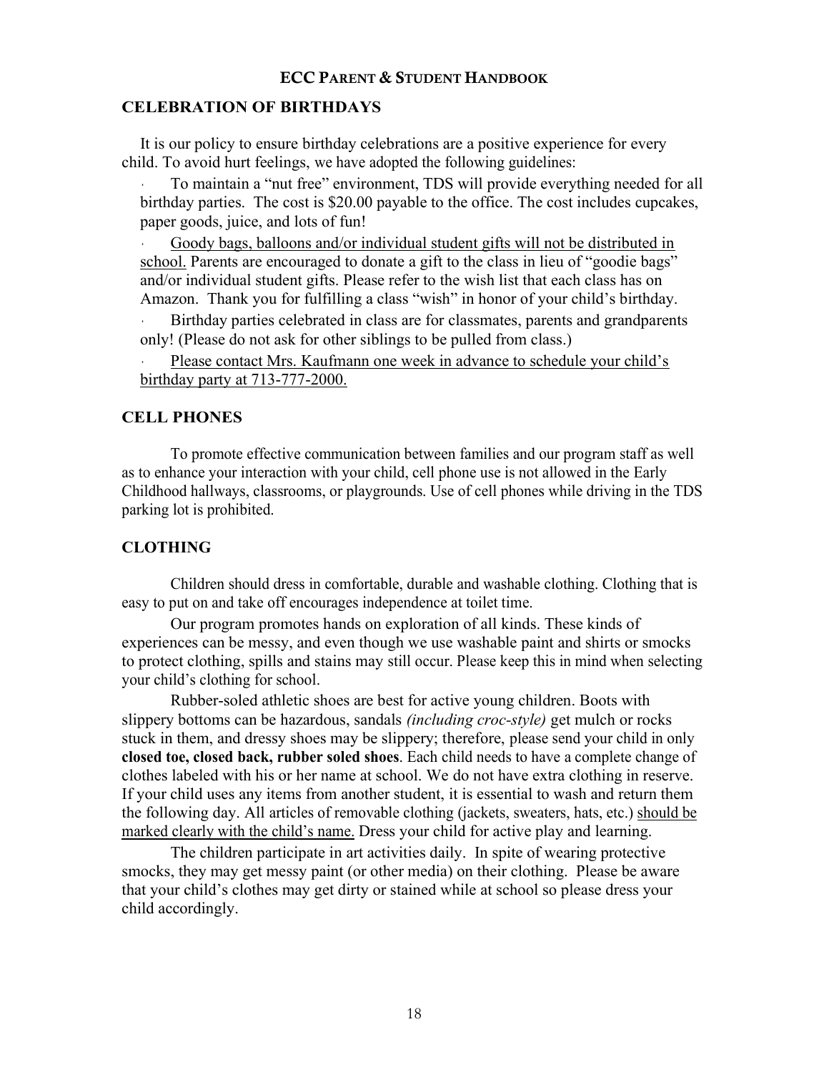## CELEBRATION OF BIRTHDAYS

It is our policy to ensure birthday celebrations are a positive experience for every child. To avoid hurt feelings, we have adopted the following guidelines:

- To maintain a "nut free" environment, TDS will provide everything needed for all birthday parties. The cost is $20.00 payable to the office. The cost includes cupcakes, paper goods, juice, and lots of fun!
- Goody bags, balloons and/or individual student gifts will not be distributed in school. Parents are encouraged to donate a gift to the class in lieu of "goodie bags" and/or individual student gifts. Please refer to the wish list that each class has on Amazon. Thank you for fulfilling a class "wish" in honor of your child's birthday.
- Birthday parties celebrated in class are for classmates, parents and grandparents only! (Please do not ask for other siblings to be pulled from class.)
- Please contact Mrs. Kaufmann one week in advance to schedule your child's birthday party at 713-777-2000.

## CELL PHONES

To promote effective communication between families and our program staff as well as to enhance your interaction with your child, cell phone use is not allowed in the Early Childhood hallways, classrooms, or playgrounds. Use of cell phones while driving in the TDS parking lot is prohibited.

## CLOTHING

Children should dress in comfortable, durable and washable clothing. Clothing that is easy to put on and take off encourages independence at toilet time.

Our program promotes hands on exploration of all kinds. These kinds of experiences can be messy, and even though we use washable paint and shirts or smocks to protect clothing, spills and stains may still occur. Please keep this in mind when selecting your child's clothing for school.

Rubber-soled athletic shoes are best for active young children. Boots with slippery bottoms can be hazardous, sandals *(including croc-style)* get mulch or rocks stuck in them, and dressy shoes may be slippery; therefore, please send your child in only **closed toe, closed back, rubber soled shoes**. Each child needs to have a complete change of clothes labeled with his or her name at school. We do not have extra clothing in reserve. If your child uses any items from another student, it is essential to wash and return them the following day. All articles of removable clothing (jackets, sweaters, hats, etc.) should be marked clearly with the child's name. Dress your child for active play and learning.

The children participate in art activities daily. In spite of wearing protective smocks, they may get messy paint (or other media) on their clothing. Please be aware that your child's clothes may get dirty or stained while at school so please dress your child accordingly.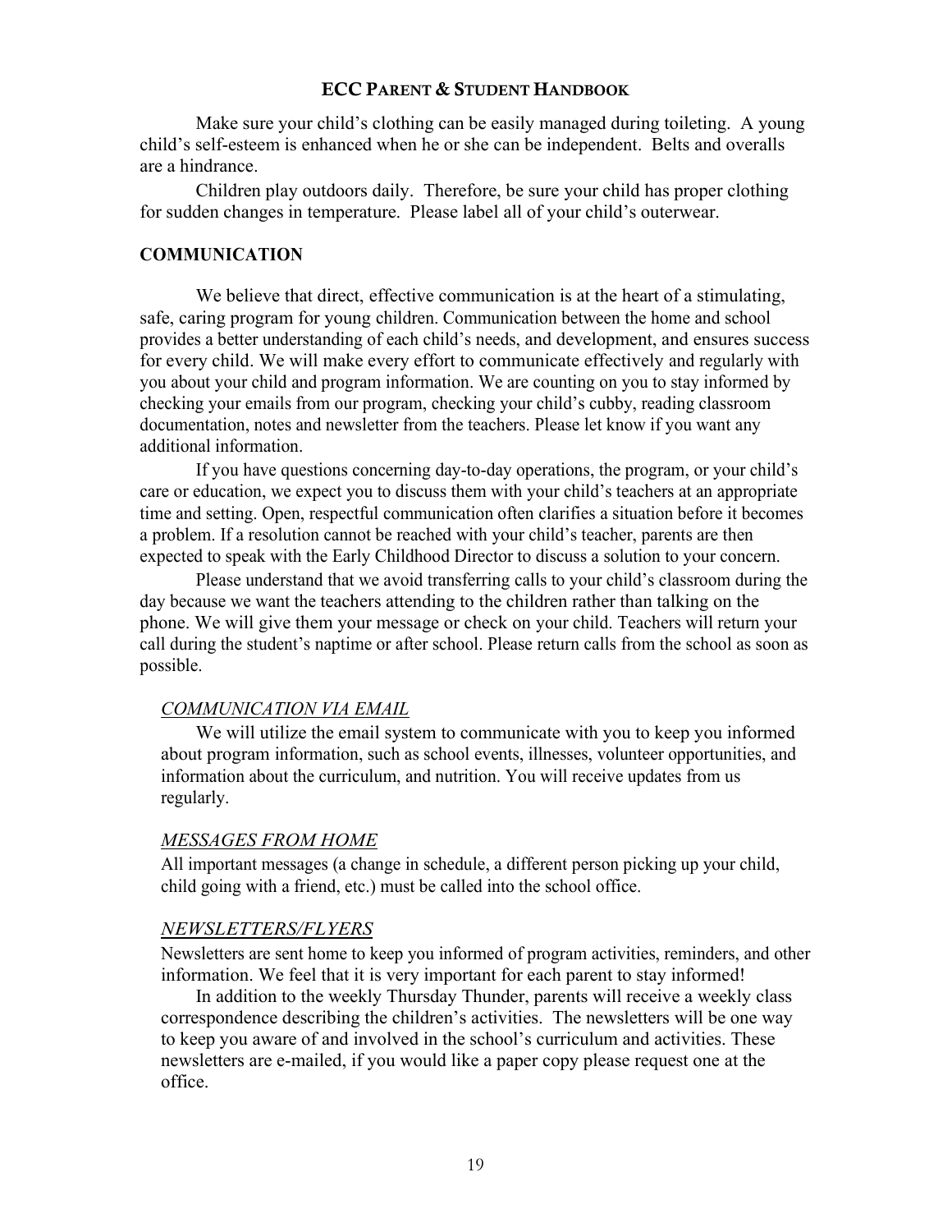Make sure your child's clothing can be easily managed during toileting. A young child's self-esteem is enhanced when he or she can be independent. Belts and overalls are a hindrance.

Children play outdoors daily. Therefore, be sure your child has proper clothing for sudden changes in temperature. Please label all of your child's outerwear.

## COMMUNICATION

We believe that direct, effective communication is at the heart of a stimulating, safe, caring program for young children. Communication between the home and school provides a better understanding of each child's needs, and development, and ensures success for every child. We will make every effort to communicate effectively and regularly with you about your child and program information. We are counting on you to stay informed by checking your emails from our program, checking your child's cubby, reading classroom documentation, notes and newsletter from the teachers. Please let know if you want any additional information.

If you have questions concerning day-to-day operations, the program, or your child's care or education, we expect you to discuss them with your child's teachers at an appropriate time and setting. Open, respectful communication often clarifies a situation before it becomes a problem. If a resolution cannot be reached with your child's teacher, parents are then expected to speak with the Early Childhood Director to discuss a solution to your concern.

Please understand that we avoid transferring calls to your child's classroom during the day because we want the teachers attending to the children rather than talking on the phone. We will give them your message or check on your child. Teachers will return your call during the student's naptime or after school. Please return calls from the school as soon as possible.

### *COMMUNICATION VIA EMAIL*

We will utilize the email system to communicate with you to keep you informed about program information, such as school events, illnesses, volunteer opportunities, and information about the curriculum, and nutrition. You will receive updates from us regularly.

### *MESSAGES FROM HOME*

All important messages (a change in schedule, a different person picking up your child, child going with a friend, etc.) must be called into the school office.

### *NEWSLETTERS/FLYERS*

Newsletters are sent home to keep you informed of program activities, reminders, and other information. We feel that it is very important for each parent to stay informed!

In addition to the weekly Thursday Thunder, parents will receive a weekly class correspondence describing the children's activities. The newsletters will be one way to keep you aware of and involved in the school's curriculum and activities. These newsletters are e-mailed, if you would like a paper copy please request one at the office.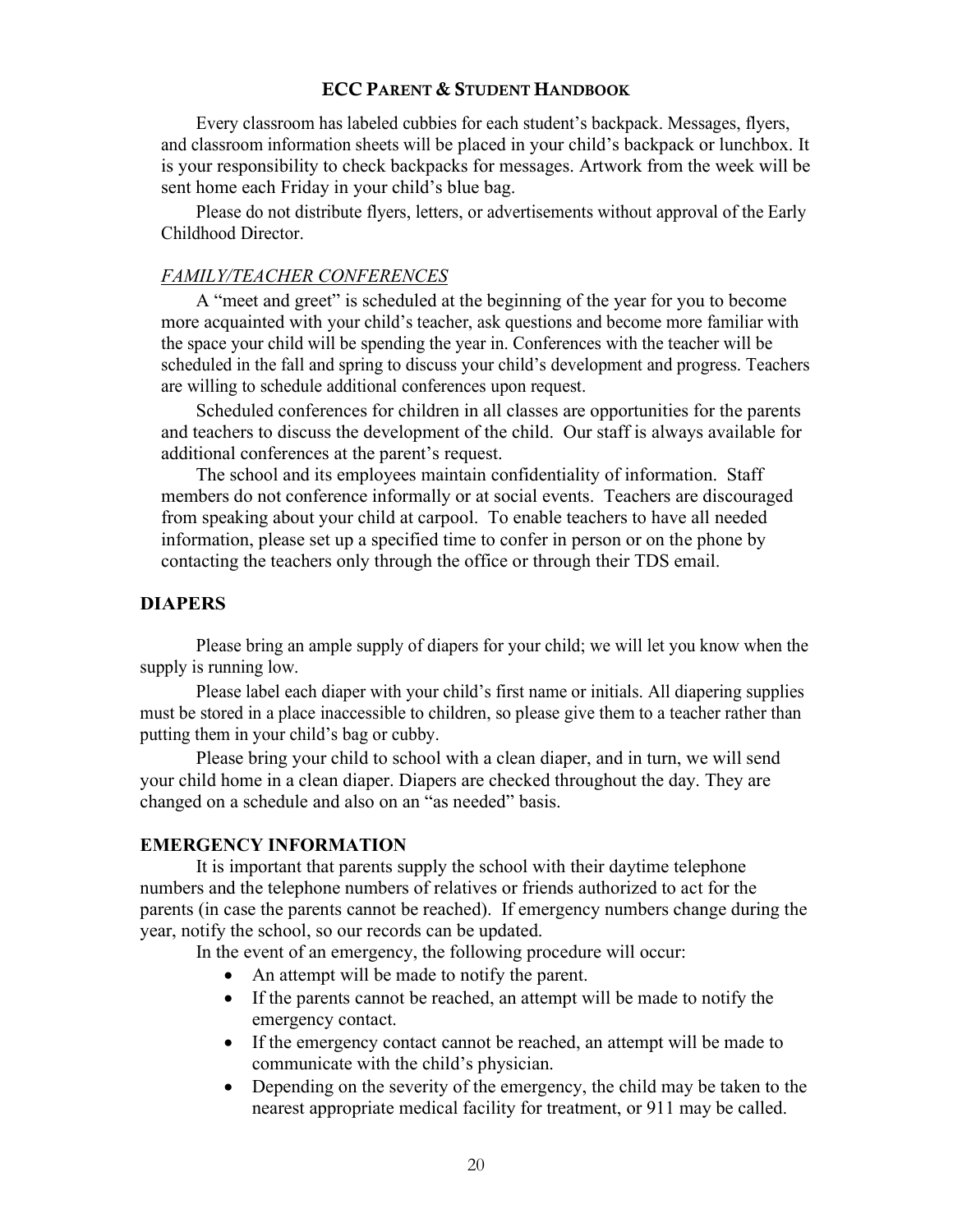Every classroom has labeled cubbies for each student's backpack. Messages, flyers, and classroom information sheets will be placed in your child's backpack or lunchbox. It is your responsibility to check backpacks for messages. Artwork from the week will be sent home each Friday in your child's blue bag.

Please do not distribute flyers, letters, or advertisements without approval of the Early Childhood Director.

### *FAMILY/TEACHER CONFERENCES*

A "meet and greet" is scheduled at the beginning of the year for you to become more acquainted with your child's teacher, ask questions and become more familiar with the space your child will be spending the year in. Conferences with the teacher will be scheduled in the fall and spring to discuss your child's development and progress. Teachers are willing to schedule additional conferences upon request.

Scheduled conferences for children in all classes are opportunities for the parents and teachers to discuss the development of the child. Our staff is always available for additional conferences at the parent's request.

The school and its employees maintain confidentiality of information. Staff members do not conference informally or at social events. Teachers are discouraged from speaking about your child at carpool. To enable teachers to have all needed information, please set up a specified time to confer in person or on the phone by contacting the teachers only through the office or through their TDS email.

## DIAPERS

Please bring an ample supply of diapers for your child; we will let you know when the supply is running low.

Please label each diaper with your child's first name or initials. All diapering supplies must be stored in a place inaccessible to children, so please give them to a teacher rather than putting them in your child's bag or cubby.

Please bring your child to school with a clean diaper, and in turn, we will send your child home in a clean diaper. Diapers are checked throughout the day. They are changed on a schedule and also on an "as needed" basis.

## EMERGENCY INFORMATION

It is important that parents supply the school with their daytime telephone numbers and the telephone numbers of relatives or friends authorized to act for the parents (in case the parents cannot be reached). If emergency numbers change during the year, notify the school, so our records can be updated.

In the event of an emergency, the following procedure will occur:

- An attempt will be made to notify the parent.
- If the parents cannot be reached, an attempt will be made to notify the emergency contact.
- If the emergency contact cannot be reached, an attempt will be made to communicate with the child's physician.
- Depending on the severity of the emergency, the child may be taken to the nearest appropriate medical facility for treatment, or 911 may be called.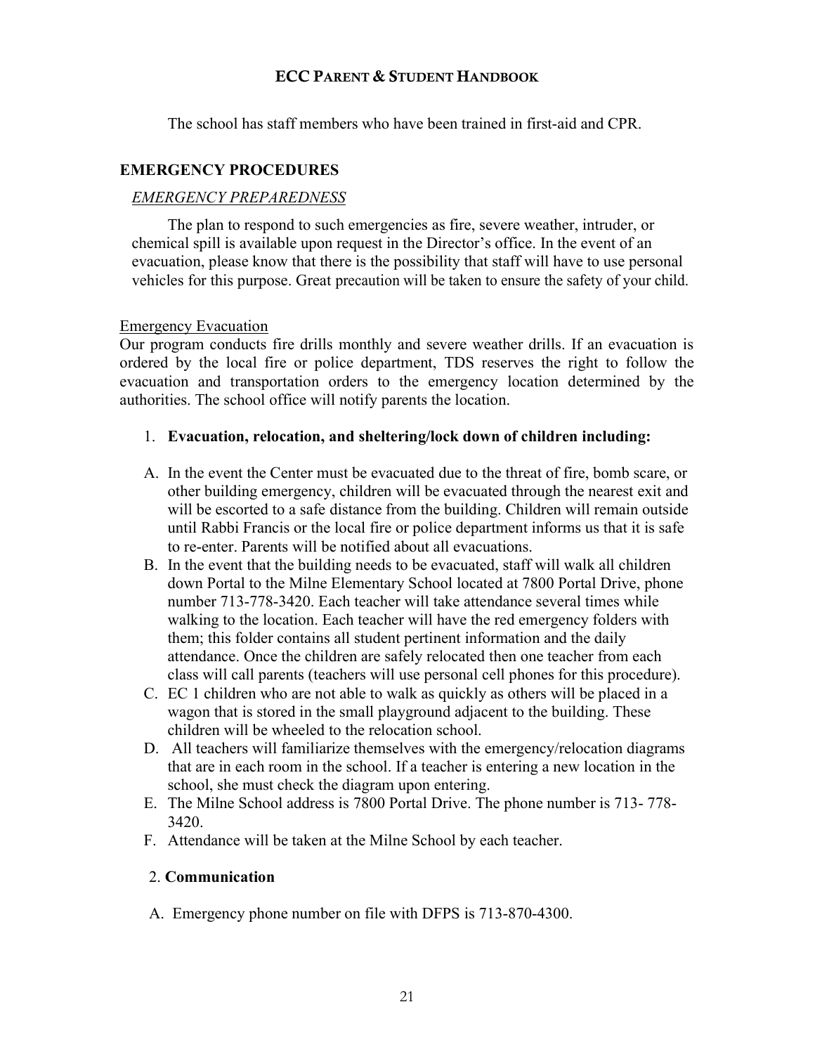The school has staff members who have been trained in first-aid and CPR.

## EMERGENCY PROCEDURES

### *EMERGENCY PREPAREDNESS*

The plan to respond to such emergencies as fire, severe weather, intruder, or chemical spill is available upon request in the Director's office. In the event of an evacuation, please know that there is the possibility that staff will have to use personal vehicles for this purpose. Great precaution will be taken to ensure the safety of your child.

Emergency Evacuation

Our program conducts fire drills monthly and severe weather drills. If an evacuation is ordered by the local fire or police department, TDS reserves the right to follow the evacuation and transportation orders to the emergency location determined by the authorities. The school office will notify parents the location.

1. **Evacuation, relocation, and sheltering/lock down of children including:**

A. In the event the Center must be evacuated due to the threat of fire, bomb scare, or other building emergency, children will be evacuated through the nearest exit and will be escorted to a safe distance from the building. Children will remain outside until Rabbi Francis or the local fire or police department informs us that it is safe to re-enter. Parents will be notified about all evacuations.

B. In the event that the building needs to be evacuated, staff will walk all children down Portal to the Milne Elementary School located at 7800 Portal Drive, phone number 713-778-3420. Each teacher will take attendance several times while walking to the location. Each teacher will have the red emergency folders with them; this folder contains all student pertinent information and the daily attendance. Once the children are safely relocated then one teacher from each class will call parents (teachers will use personal cell phones for this procedure).

C. EC 1 children who are not able to walk as quickly as others will be placed in a wagon that is stored in the small playground adjacent to the building. These children will be wheeled to the relocation school.

D. All teachers will familiarize themselves with the emergency/relocation diagrams that are in each room in the school. If a teacher is entering a new location in the school, she must check the diagram upon entering.

E. The Milne School address is 7800 Portal Drive. The phone number is 713- 778-3420.

F. Attendance will be taken at the Milne School by each teacher.

2. **Communication**

A. Emergency phone number on file with DFPS is 713-870-4300.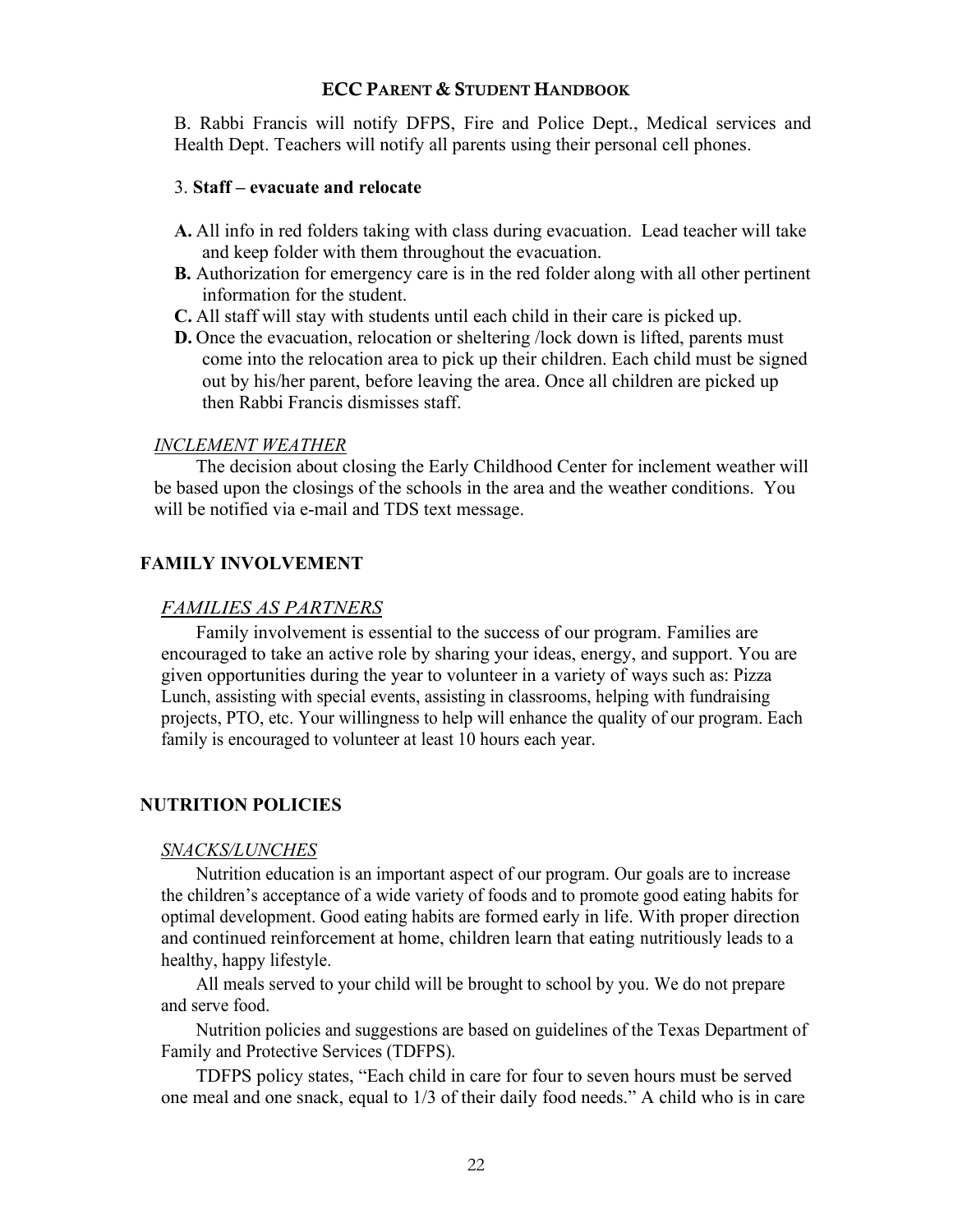B. Rabbi Francis will notify DFPS, Fire and Police Dept., Medical services and Health Dept. Teachers will notify all parents using their personal cell phones.

3. **Staff – evacuate and relocate**

- **A.** All info in red folders taking with class during evacuation. Lead teacher will take and keep folder with them throughout the evacuation.
- **B.** Authorization for emergency care is in the red folder along with all other pertinent information for the student.
- **C.** All staff will stay with students until each child in their care is picked up.
- **D.** Once the evacuation, relocation or sheltering /lock down is lifted, parents must come into the relocation area to pick up their children. Each child must be signed out by his/her parent, before leaving the area. Once all children are picked up then Rabbi Francis dismisses staff.

### *INCLEMENT WEATHER*

The decision about closing the Early Childhood Center for inclement weather will be based upon the closings of the schools in the area and the weather conditions. You will be notified via e-mail and TDS text message.

## FAMILY INVOLVEMENT

### *FAMILIES AS PARTNERS*

Family involvement is essential to the success of our program. Families are encouraged to take an active role by sharing your ideas, energy, and support. You are given opportunities during the year to volunteer in a variety of ways such as: Pizza Lunch, assisting with special events, assisting in classrooms, helping with fundraising projects, PTO, etc. Your willingness to help will enhance the quality of our program. Each family is encouraged to volunteer at least 10 hours each year.

## NUTRITION POLICIES

### *SNACKS/LUNCHES*

Nutrition education is an important aspect of our program. Our goals are to increase the children's acceptance of a wide variety of foods and to promote good eating habits for optimal development. Good eating habits are formed early in life. With proper direction and continued reinforcement at home, children learn that eating nutritiously leads to a healthy, happy lifestyle.

All meals served to your child will be brought to school by you. We do not prepare and serve food.

Nutrition policies and suggestions are based on guidelines of the Texas Department of Family and Protective Services (TDFPS).

TDFPS policy states, "Each child in care for four to seven hours must be served one meal and one snack, equal to 1/3 of their daily food needs." A child who is in care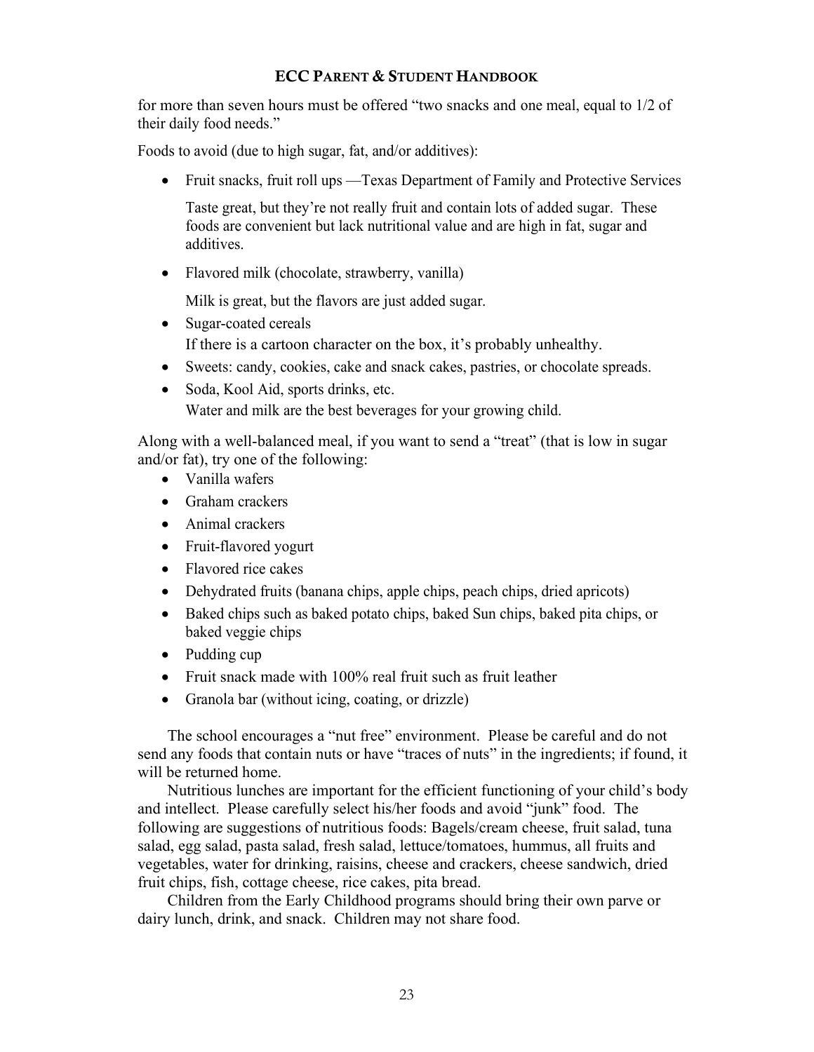for more than seven hours must be offered "two snacks and one meal, equal to 1/2 of their daily food needs."

Foods to avoid (due to high sugar, fat, and/or additives):

- Fruit snacks, fruit roll ups —Texas Department of Family and Protective Services

  Taste great, but they're not really fruit and contain lots of added sugar. These foods are convenient but lack nutritional value and are high in fat, sugar and additives.

- Flavored milk (chocolate, strawberry, vanilla)

  Milk is great, but the flavors are just added sugar.

- Sugar-coated cereals

  If there is a cartoon character on the box, it's probably unhealthy.

- Sweets: candy, cookies, cake and snack cakes, pastries, or chocolate spreads.
- Soda, Kool Aid, sports drinks, etc.

  Water and milk are the best beverages for your growing child.

Along with a well-balanced meal, if you want to send a "treat" (that is low in sugar and/or fat), try one of the following:

- Vanilla wafers
- Graham crackers
- Animal crackers
- Fruit-flavored yogurt
- Flavored rice cakes
- Dehydrated fruits (banana chips, apple chips, peach chips, dried apricots)
- Baked chips such as baked potato chips, baked Sun chips, baked pita chips, or baked veggie chips
- Pudding cup
- Fruit snack made with 100% real fruit such as fruit leather
- Granola bar (without icing, coating, or drizzle)

The school encourages a "nut free" environment. Please be careful and do not send any foods that contain nuts or have "traces of nuts" in the ingredients; if found, it will be returned home.

Nutritious lunches are important for the efficient functioning of your child's body and intellect. Please carefully select his/her foods and avoid "junk" food. The following are suggestions of nutritious foods: Bagels/cream cheese, fruit salad, tuna salad, egg salad, pasta salad, fresh salad, lettuce/tomatoes, hummus, all fruits and vegetables, water for drinking, raisins, cheese and crackers, cheese sandwich, dried fruit chips, fish, cottage cheese, rice cakes, pita bread.

Children from the Early Childhood programs should bring their own parve or dairy lunch, drink, and snack. Children may not share food.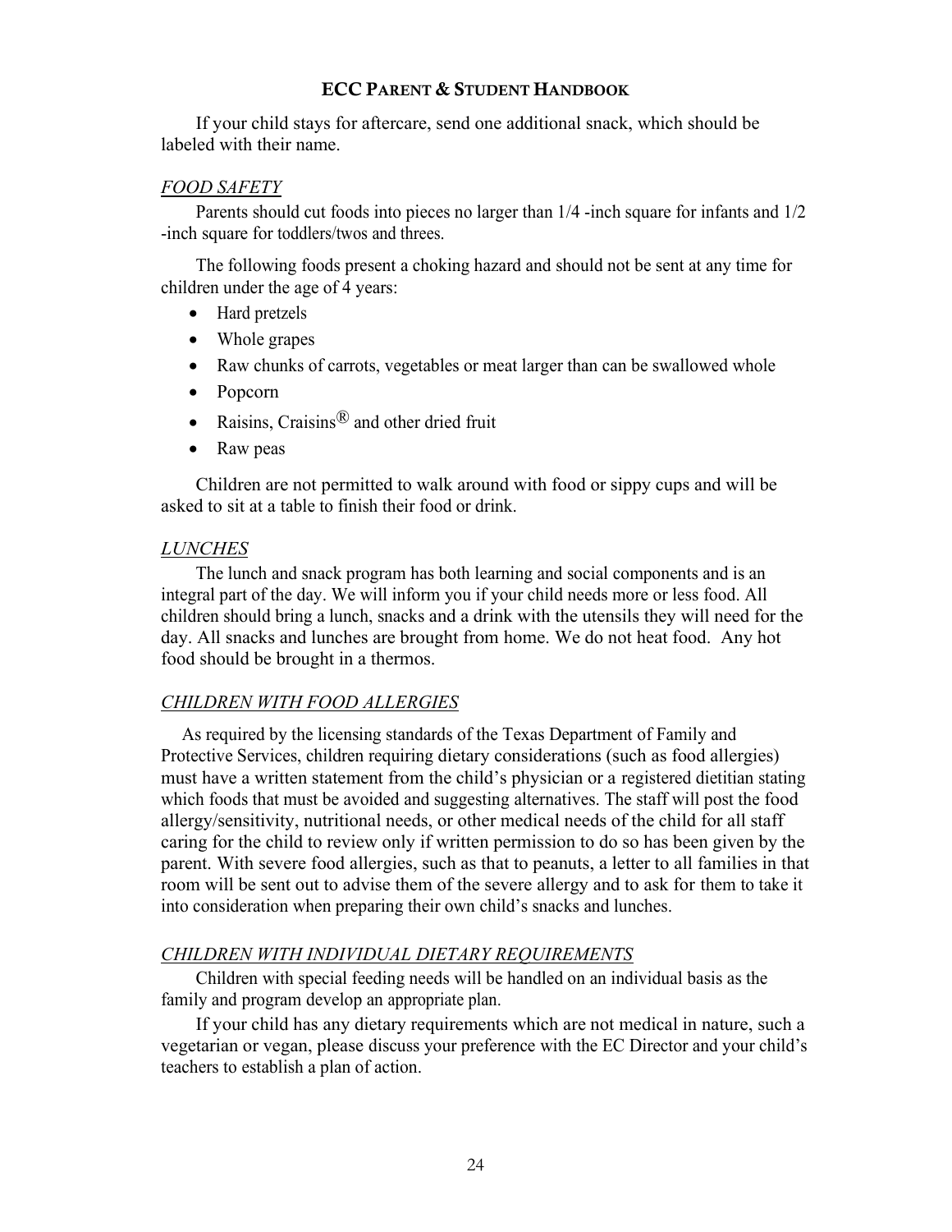If your child stays for aftercare, send one additional snack, which should be labeled with their name.

## *FOOD SAFETY*

Parents should cut foods into pieces no larger than 1/4 -inch square for infants and 1/2 -inch square for toddlers/twos and threes.

The following foods present a choking hazard and should not be sent at any time for children under the age of 4 years:

- Hard pretzels
- Whole grapes
- Raw chunks of carrots, vegetables or meat larger than can be swallowed whole
- Popcorn
- Raisins, Craisins® and other dried fruit
- Raw peas

Children are not permitted to walk around with food or sippy cups and will be asked to sit at a table to finish their food or drink.

## *LUNCHES*

The lunch and snack program has both learning and social components and is an integral part of the day. We will inform you if your child needs more or less food. All children should bring a lunch, snacks and a drink with the utensils they will need for the day. All snacks and lunches are brought from home. We do not heat food. Any hot food should be brought in a thermos.

## *CHILDREN WITH FOOD ALLERGIES*

As required by the licensing standards of the Texas Department of Family and Protective Services, children requiring dietary considerations (such as food allergies) must have a written statement from the child's physician or a registered dietitian stating which foods that must be avoided and suggesting alternatives. The staff will post the food allergy/sensitivity, nutritional needs, or other medical needs of the child for all staff caring for the child to review only if written permission to do so has been given by the parent. With severe food allergies, such as that to peanuts, a letter to all families in that room will be sent out to advise them of the severe allergy and to ask for them to take it into consideration when preparing their own child's snacks and lunches.

## *CHILDREN WITH INDIVIDUAL DIETARY REQUIREMENTS*

Children with special feeding needs will be handled on an individual basis as the family and program develop an appropriate plan.

If your child has any dietary requirements which are not medical in nature, such a vegetarian or vegan, please discuss your preference with the EC Director and your child's teachers to establish a plan of action.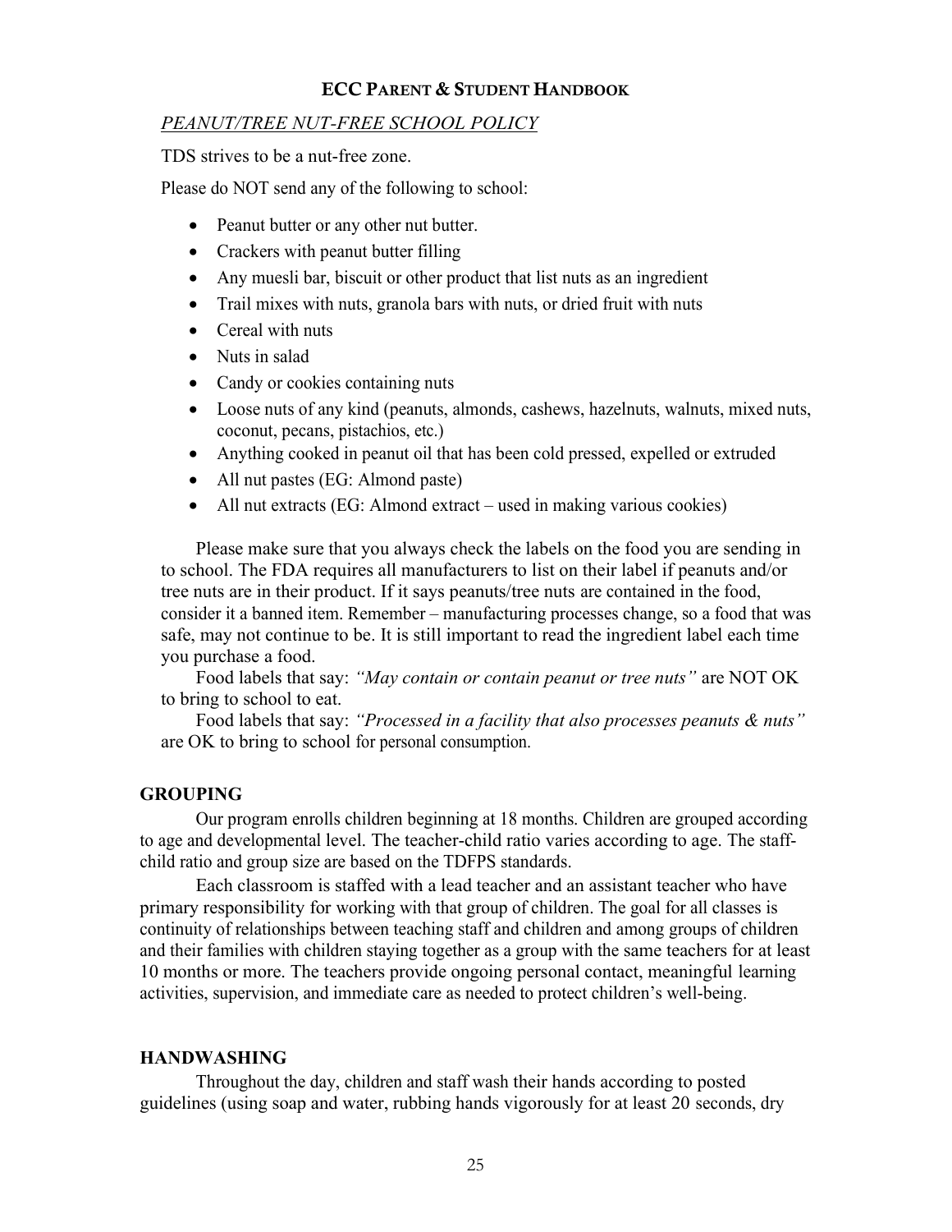*PEANUT/TREE NUT-FREE SCHOOL POLICY*

TDS strives to be a nut-free zone.

Please do NOT send any of the following to school:

- Peanut butter or any other nut butter.
- Crackers with peanut butter filling
- Any muesli bar, biscuit or other product that list nuts as an ingredient
- Trail mixes with nuts, granola bars with nuts, or dried fruit with nuts
- Cereal with nuts
- Nuts in salad
- Candy or cookies containing nuts
- Loose nuts of any kind (peanuts, almonds, cashews, hazelnuts, walnuts, mixed nuts, coconut, pecans, pistachios, etc.)
- Anything cooked in peanut oil that has been cold pressed, expelled or extruded
- All nut pastes (EG: Almond paste)
- All nut extracts (EG: Almond extract – used in making various cookies)

Please make sure that you always check the labels on the food you are sending in to school. The FDA requires all manufacturers to list on their label if peanuts and/or tree nuts are in their product. If it says peanuts/tree nuts are contained in the food, consider it a banned item. Remember – manufacturing processes change, so a food that was safe, may not continue to be. It is still important to read the ingredient label each time you purchase a food.

Food labels that say: *"May contain or contain peanut or tree nuts"* are NOT OK to bring to school to eat.

Food labels that say: *"Processed in a facility that also processes peanuts & nuts"* are OK to bring to school for personal consumption.

## GROUPING

Our program enrolls children beginning at 18 months. Children are grouped according to age and developmental level. The teacher-child ratio varies according to age. The staff-child ratio and group size are based on the TDFPS standards.

Each classroom is staffed with a lead teacher and an assistant teacher who have primary responsibility for working with that group of children. The goal for all classes is continuity of relationships between teaching staff and children and among groups of children and their families with children staying together as a group with the same teachers for at least 10 months or more. The teachers provide ongoing personal contact, meaningful learning activities, supervision, and immediate care as needed to protect children's well-being.

## HANDWASHING

Throughout the day, children and staff wash their hands according to posted guidelines (using soap and water, rubbing hands vigorously for at least 20 seconds, dry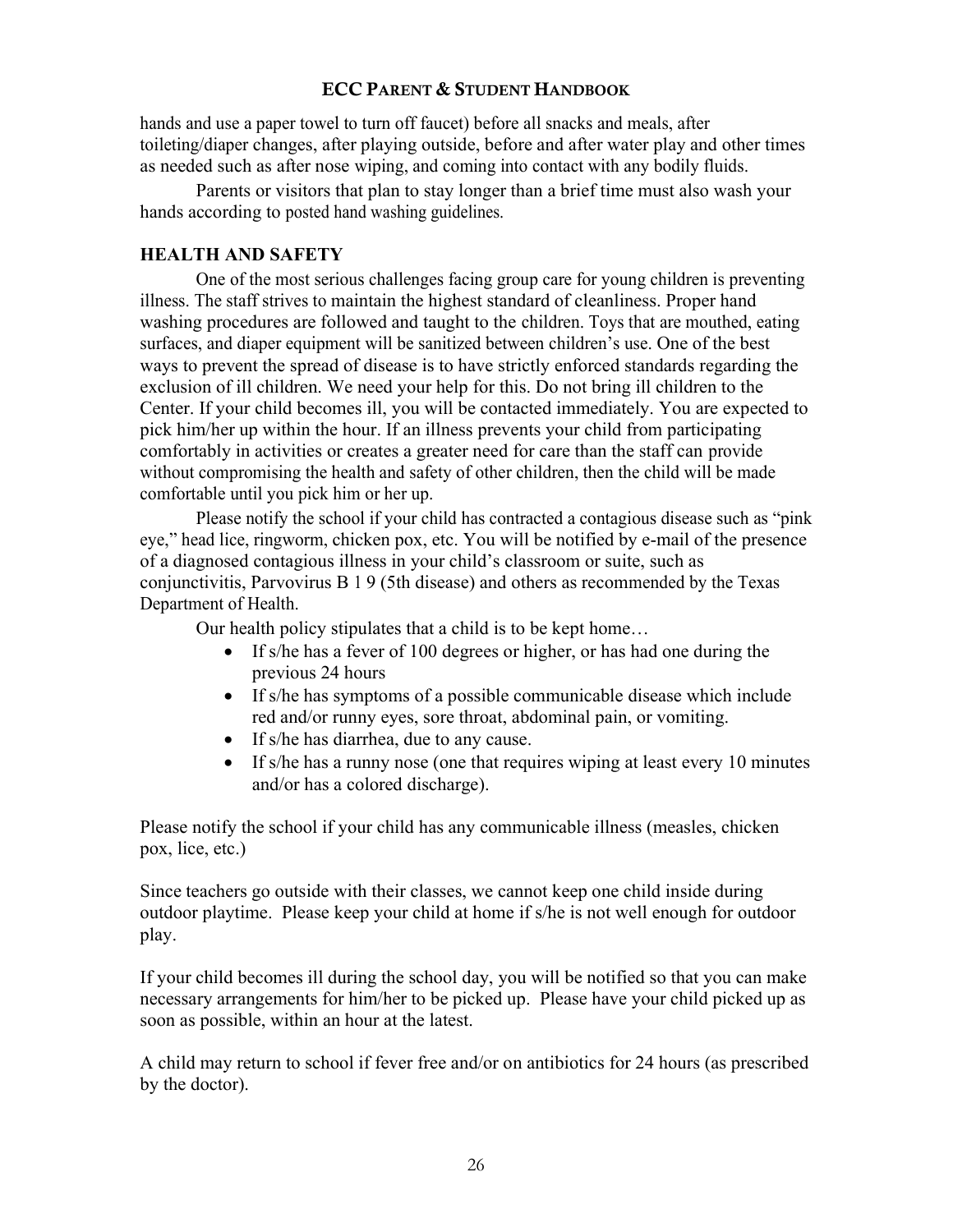hands and use a paper towel to turn off faucet) before all snacks and meals, after toileting/diaper changes, after playing outside, before and after water play and other times as needed such as after nose wiping, and coming into contact with any bodily fluids.

Parents or visitors that plan to stay longer than a brief time must also wash your hands according to posted hand washing guidelines.

## HEALTH AND SAFETY

One of the most serious challenges facing group care for young children is preventing illness. The staff strives to maintain the highest standard of cleanliness. Proper hand washing procedures are followed and taught to the children. Toys that are mouthed, eating surfaces, and diaper equipment will be sanitized between children's use. One of the best ways to prevent the spread of disease is to have strictly enforced standards regarding the exclusion of ill children. We need your help for this. Do not bring ill children to the Center. If your child becomes ill, you will be contacted immediately. You are expected to pick him/her up within the hour. If an illness prevents your child from participating comfortably in activities or creates a greater need for care than the staff can provide without compromising the health and safety of other children, then the child will be made comfortable until you pick him or her up.

Please notify the school if your child has contracted a contagious disease such as "pink eye," head lice, ringworm, chicken pox, etc. You will be notified by e-mail of the presence of a diagnosed contagious illness in your child's classroom or suite, such as conjunctivitis, Parvovirus B 1 9 (5th disease) and others as recommended by the Texas Department of Health.

Our health policy stipulates that a child is to be kept home…

- If s/he has a fever of 100 degrees or higher, or has had one during the previous 24 hours
- If s/he has symptoms of a possible communicable disease which include red and/or runny eyes, sore throat, abdominal pain, or vomiting.
- If s/he has diarrhea, due to any cause.
- If s/he has a runny nose (one that requires wiping at least every 10 minutes and/or has a colored discharge).

Please notify the school if your child has any communicable illness (measles, chicken pox, lice, etc.)

Since teachers go outside with their classes, we cannot keep one child inside during outdoor playtime. Please keep your child at home if s/he is not well enough for outdoor play.

If your child becomes ill during the school day, you will be notified so that you can make necessary arrangements for him/her to be picked up. Please have your child picked up as soon as possible, within an hour at the latest.

A child may return to school if fever free and/or on antibiotics for 24 hours (as prescribed by the doctor).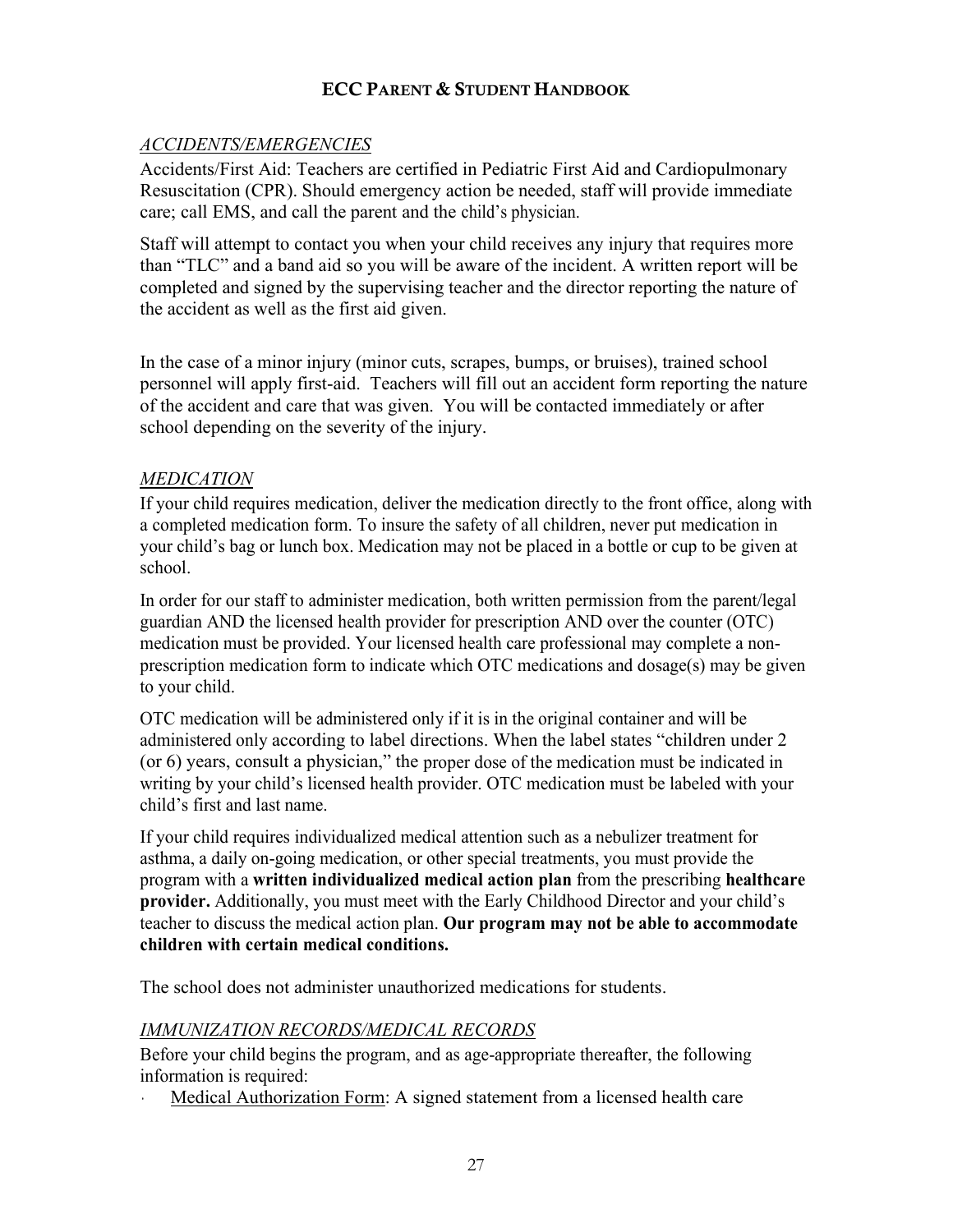## *ACCIDENTS/EMERGENCIES*

Accidents/First Aid: Teachers are certified in Pediatric First Aid and Cardiopulmonary Resuscitation (CPR). Should emergency action be needed, staff will provide immediate care; call EMS, and call the parent and the child's physician.

Staff will attempt to contact you when your child receives any injury that requires more than "TLC" and a band aid so you will be aware of the incident. A written report will be completed and signed by the supervising teacher and the director reporting the nature of the accident as well as the first aid given.

In the case of a minor injury (minor cuts, scrapes, bumps, or bruises), trained school personnel will apply first-aid. Teachers will fill out an accident form reporting the nature of the accident and care that was given. You will be contacted immediately or after school depending on the severity of the injury.

## *MEDICATION*

If your child requires medication, deliver the medication directly to the front office, along with a completed medication form. To insure the safety of all children, never put medication in your child's bag or lunch box. Medication may not be placed in a bottle or cup to be given at school.

In order for our staff to administer medication, both written permission from the parent/legal guardian AND the licensed health provider for prescription AND over the counter (OTC) medication must be provided. Your licensed health care professional may complete a non-prescription medication form to indicate which OTC medications and dosage(s) may be given to your child.

OTC medication will be administered only if it is in the original container and will be administered only according to label directions. When the label states "children under 2 (or 6) years, consult a physician," the proper dose of the medication must be indicated in writing by your child's licensed health provider. OTC medication must be labeled with your child's first and last name.

If your child requires individualized medical attention such as a nebulizer treatment for asthma, a daily on-going medication, or other special treatments, you must provide the program with a **written individualized medical action plan** from the prescribing **healthcare provider.** Additionally, you must meet with the Early Childhood Director and your child's teacher to discuss the medical action plan. **Our program may not be able to accommodate children with certain medical conditions.**

The school does not administer unauthorized medications for students.

## *IMMUNIZATION RECORDS/MEDICAL RECORDS*

Before your child begins the program, and as age-appropriate thereafter, the following information is required:

- Medical Authorization Form: A signed statement from a licensed health care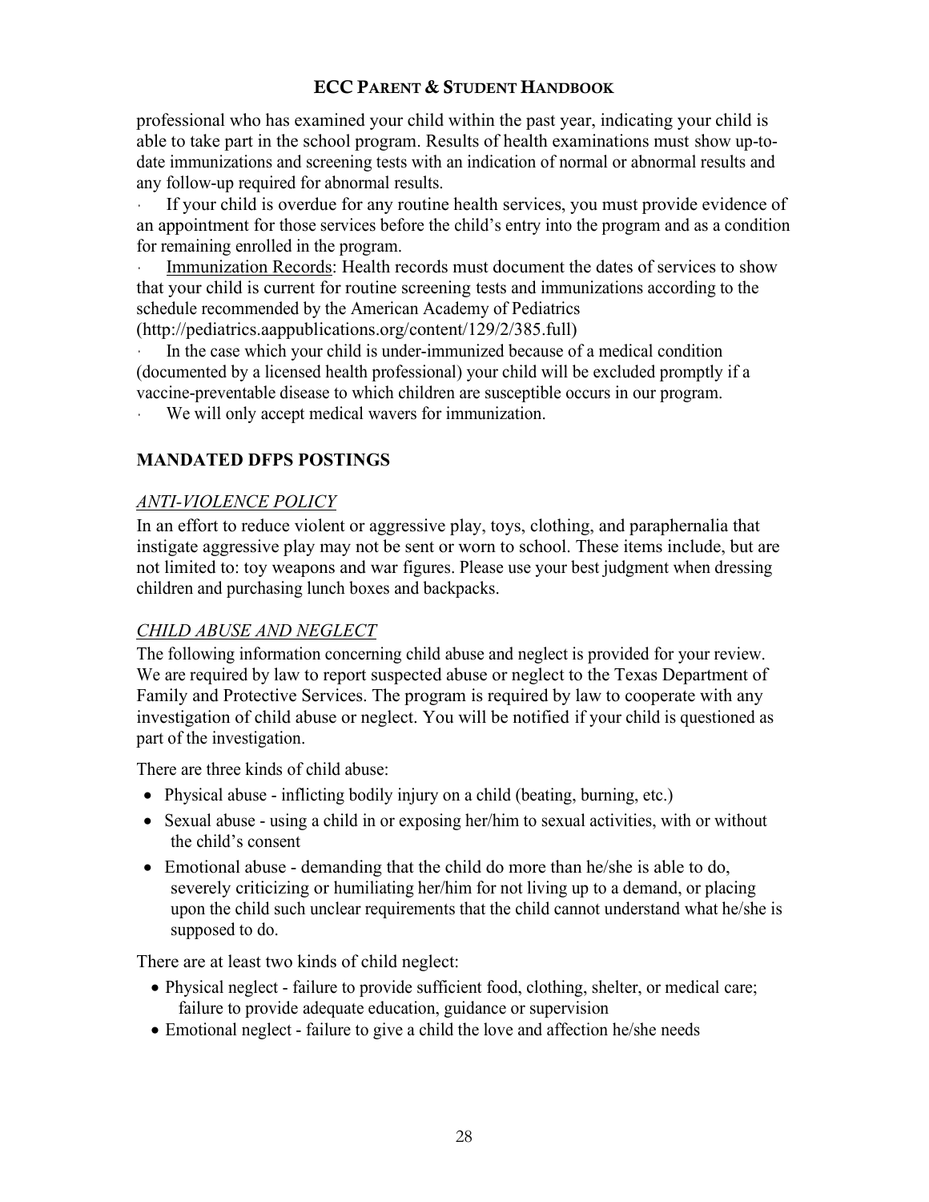professional who has examined your child within the past year, indicating your child is able to take part in the school program. Results of health examinations must show up-to-date immunizations and screening tests with an indication of normal or abnormal results and any follow-up required for abnormal results.

- If your child is overdue for any routine health services, you must provide evidence of an appointment for those services before the child's entry into the program and as a condition for remaining enrolled in the program.
- Immunization Records: Health records must document the dates of services to show that your child is current for routine screening tests and immunizations according to the schedule recommended by the American Academy of Pediatrics (http://pediatrics.aappublications.org/content/129/2/385.full)
- In the case which your child is under-immunized because of a medical condition (documented by a licensed health professional) your child will be excluded promptly if a vaccine-preventable disease to which children are susceptible occurs in our program.
- We will only accept medical wavers for immunization.

## MANDATED DFPS POSTINGS

### *ANTI-VIOLENCE POLICY*

In an effort to reduce violent or aggressive play, toys, clothing, and paraphernalia that instigate aggressive play may not be sent or worn to school. These items include, but are not limited to: toy weapons and war figures. Please use your best judgment when dressing children and purchasing lunch boxes and backpacks.

### *CHILD ABUSE AND NEGLECT*

The following information concerning child abuse and neglect is provided for your review. We are required by law to report suspected abuse or neglect to the Texas Department of Family and Protective Services. The program is required by law to cooperate with any investigation of child abuse or neglect. You will be notified if your child is questioned as part of the investigation.

There are three kinds of child abuse:

- Physical abuse - inflicting bodily injury on a child (beating, burning, etc.)
- Sexual abuse - using a child in or exposing her/him to sexual activities, with or without the child's consent
- Emotional abuse - demanding that the child do more than he/she is able to do, severely criticizing or humiliating her/him for not living up to a demand, or placing upon the child such unclear requirements that the child cannot understand what he/she is supposed to do.

There are at least two kinds of child neglect:

- Physical neglect - failure to provide sufficient food, clothing, shelter, or medical care; failure to provide adequate education, guidance or supervision
- Emotional neglect - failure to give a child the love and affection he/she needs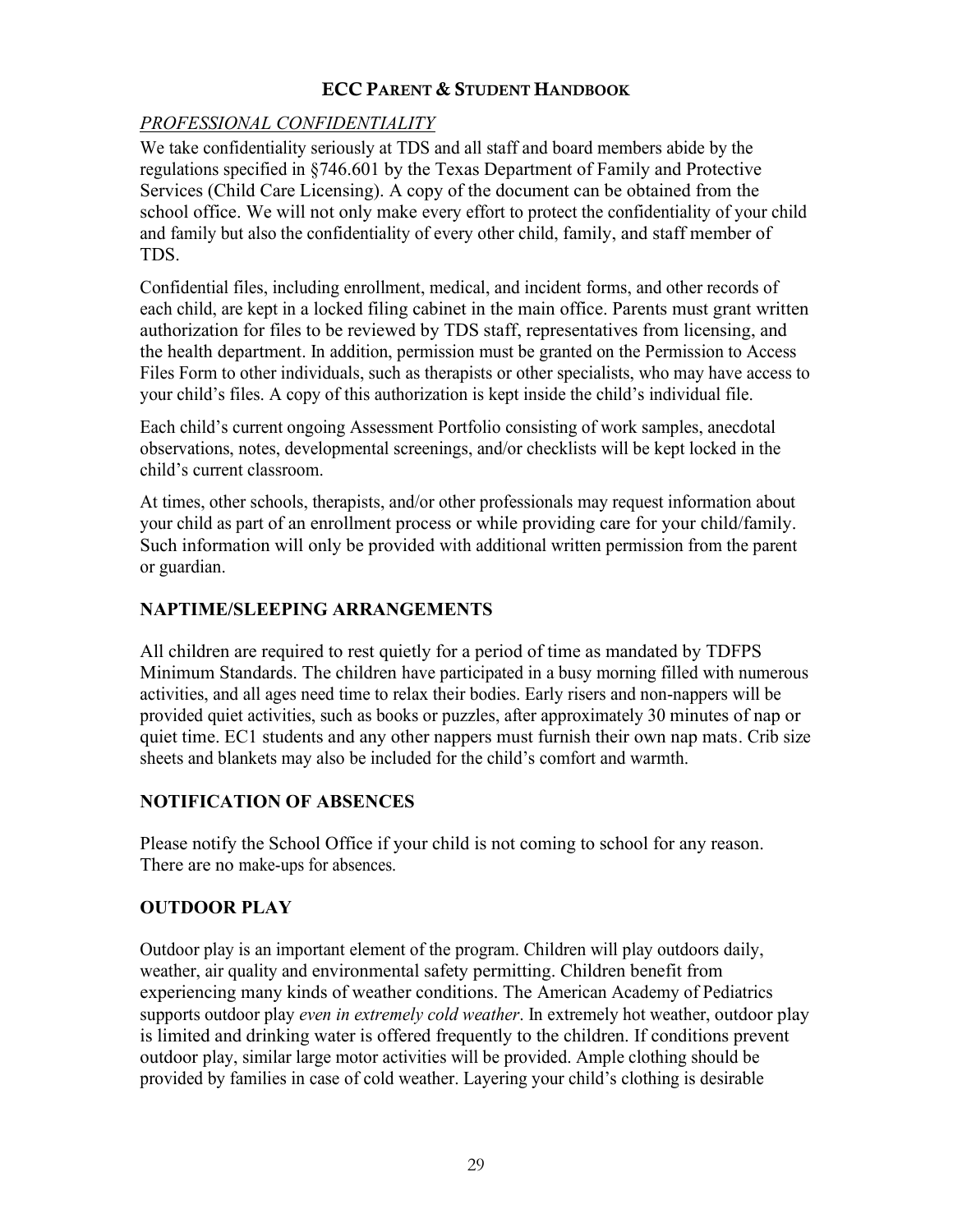*PROFESSIONAL CONFIDENTIALITY*

We take confidentiality seriously at TDS and all staff and board members abide by the regulations specified in §746.601 by the Texas Department of Family and Protective Services (Child Care Licensing). A copy of the document can be obtained from the school office. We will not only make every effort to protect the confidentiality of your child and family but also the confidentiality of every other child, family, and staff member of TDS.

Confidential files, including enrollment, medical, and incident forms, and other records of each child, are kept in a locked filing cabinet in the main office. Parents must grant written authorization for files to be reviewed by TDS staff, representatives from licensing, and the health department. In addition, permission must be granted on the Permission to Access Files Form to other individuals, such as therapists or other specialists, who may have access to your child's files. A copy of this authorization is kept inside the child's individual file.

Each child's current ongoing Assessment Portfolio consisting of work samples, anecdotal observations, notes, developmental screenings, and/or checklists will be kept locked in the child's current classroom.

At times, other schools, therapists, and/or other professionals may request information about your child as part of an enrollment process or while providing care for your child/family. Such information will only be provided with additional written permission from the parent or guardian.

## NAPTIME/SLEEPING ARRANGEMENTS

All children are required to rest quietly for a period of time as mandated by TDFPS Minimum Standards. The children have participated in a busy morning filled with numerous activities, and all ages need time to relax their bodies. Early risers and non-nappers will be provided quiet activities, such as books or puzzles, after approximately 30 minutes of nap or quiet time. EC1 students and any other nappers must furnish their own nap mats. Crib size sheets and blankets may also be included for the child's comfort and warmth.

## NOTIFICATION OF ABSENCES

Please notify the School Office if your child is not coming to school for any reason. There are no make-ups for absences.

## OUTDOOR PLAY

Outdoor play is an important element of the program. Children will play outdoors daily, weather, air quality and environmental safety permitting. Children benefit from experiencing many kinds of weather conditions. The American Academy of Pediatrics supports outdoor play *even in extremely cold weather*. In extremely hot weather, outdoor play is limited and drinking water is offered frequently to the children. If conditions prevent outdoor play, similar large motor activities will be provided. Ample clothing should be provided by families in case of cold weather. Layering your child's clothing is desirable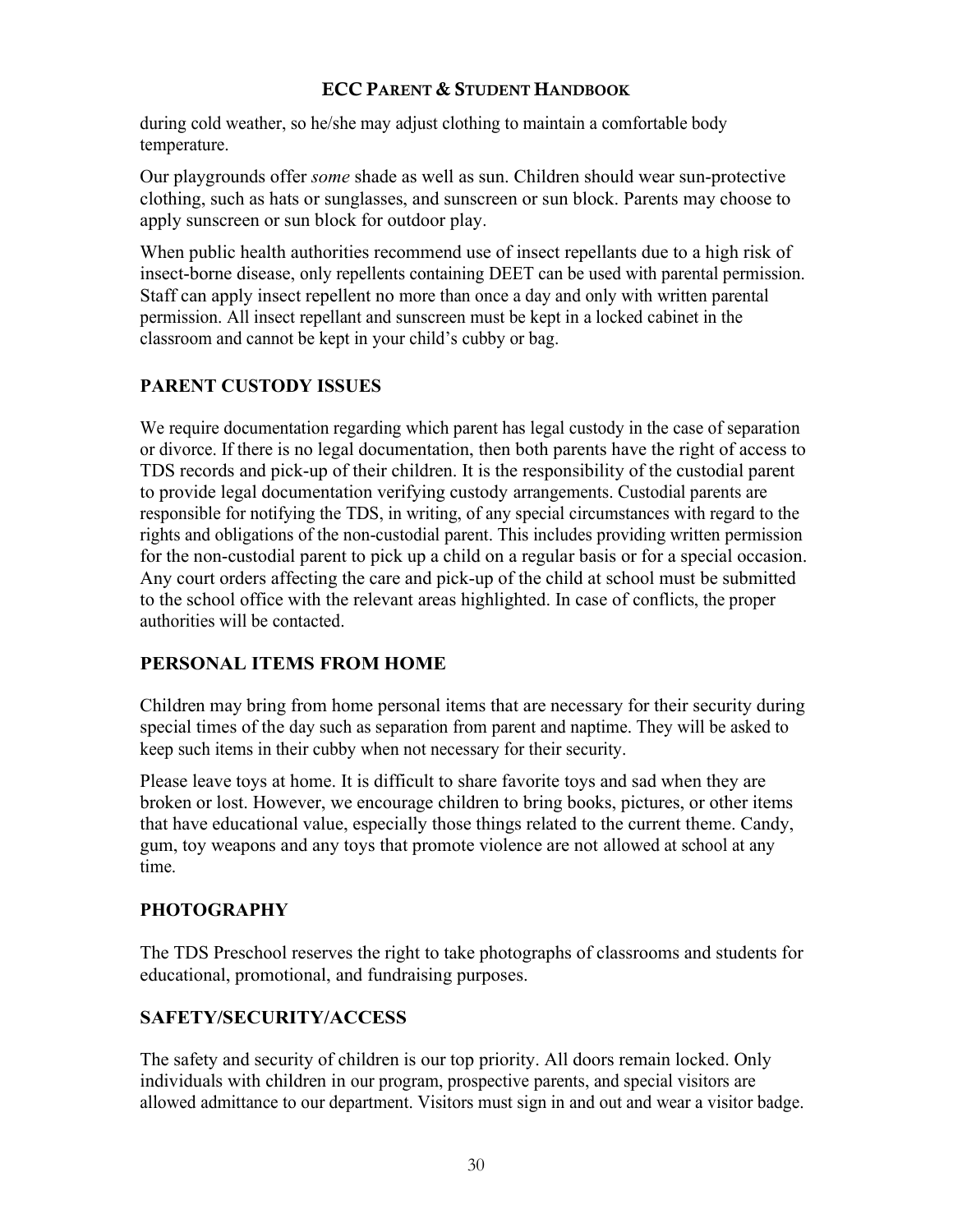during cold weather, so he/she may adjust clothing to maintain a comfortable body temperature.

Our playgrounds offer *some* shade as well as sun. Children should wear sun-protective clothing, such as hats or sunglasses, and sunscreen or sun block. Parents may choose to apply sunscreen or sun block for outdoor play.

When public health authorities recommend use of insect repellants due to a high risk of insect-borne disease, only repellents containing DEET can be used with parental permission. Staff can apply insect repellent no more than once a day and only with written parental permission. All insect repellant and sunscreen must be kept in a locked cabinet in the classroom and cannot be kept in your child's cubby or bag.

## PARENT CUSTODY ISSUES

We require documentation regarding which parent has legal custody in the case of separation or divorce. If there is no legal documentation, then both parents have the right of access to TDS records and pick-up of their children. It is the responsibility of the custodial parent to provide legal documentation verifying custody arrangements. Custodial parents are responsible for notifying the TDS, in writing, of any special circumstances with regard to the rights and obligations of the non-custodial parent. This includes providing written permission for the non-custodial parent to pick up a child on a regular basis or for a special occasion. Any court orders affecting the care and pick-up of the child at school must be submitted to the school office with the relevant areas highlighted. In case of conflicts, the proper authorities will be contacted.

## PERSONAL ITEMS FROM HOME

Children may bring from home personal items that are necessary for their security during special times of the day such as separation from parent and naptime. They will be asked to keep such items in their cubby when not necessary for their security.

Please leave toys at home. It is difficult to share favorite toys and sad when they are broken or lost. However, we encourage children to bring books, pictures, or other items that have educational value, especially those things related to the current theme. Candy, gum, toy weapons and any toys that promote violence are not allowed at school at any time.

## PHOTOGRAPHY

The TDS Preschool reserves the right to take photographs of classrooms and students for educational, promotional, and fundraising purposes.

## SAFETY/SECURITY/ACCESS

The safety and security of children is our top priority. All doors remain locked. Only individuals with children in our program, prospective parents, and special visitors are allowed admittance to our department. Visitors must sign in and out and wear a visitor badge.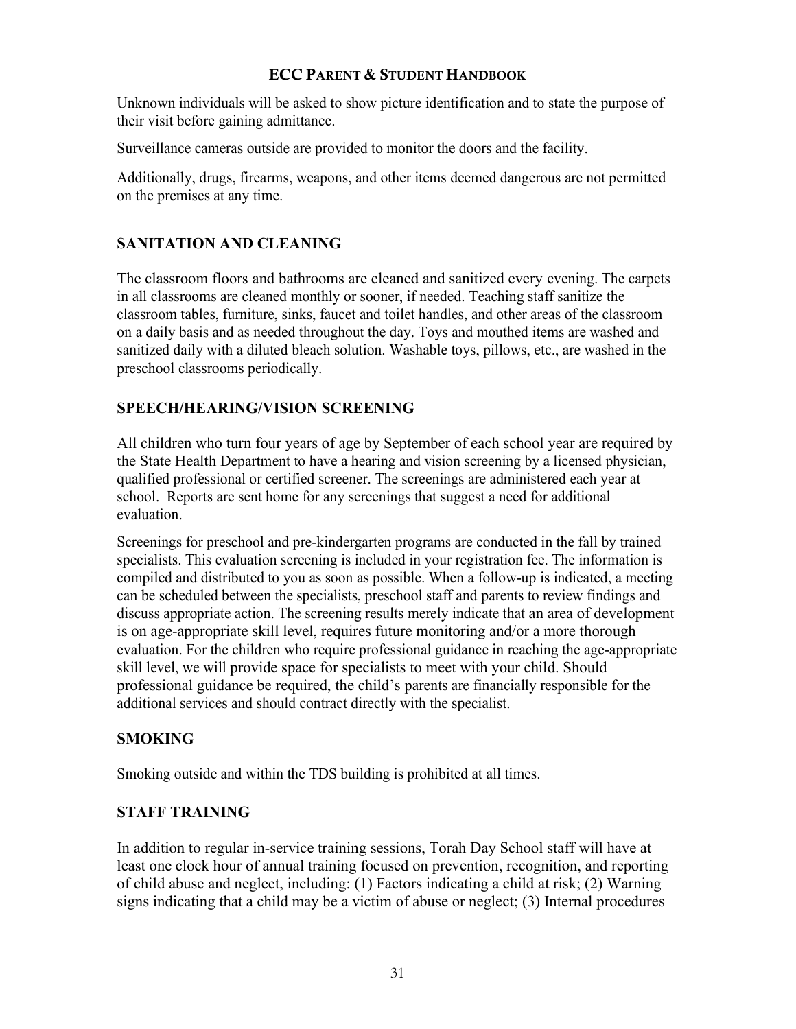Unknown individuals will be asked to show picture identification and to state the purpose of their visit before gaining admittance.

Surveillance cameras outside are provided to monitor the doors and the facility.

Additionally, drugs, firearms, weapons, and other items deemed dangerous are not permitted on the premises at any time.

## SANITATION AND CLEANING

The classroom floors and bathrooms are cleaned and sanitized every evening. The carpets in all classrooms are cleaned monthly or sooner, if needed. Teaching staff sanitize the classroom tables, furniture, sinks, faucet and toilet handles, and other areas of the classroom on a daily basis and as needed throughout the day. Toys and mouthed items are washed and sanitized daily with a diluted bleach solution. Washable toys, pillows, etc., are washed in the preschool classrooms periodically.

## SPEECH/HEARING/VISION SCREENING

All children who turn four years of age by September of each school year are required by the State Health Department to have a hearing and vision screening by a licensed physician, qualified professional or certified screener. The screenings are administered each year at school. Reports are sent home for any screenings that suggest a need for additional evaluation.

Screenings for preschool and pre-kindergarten programs are conducted in the fall by trained specialists. This evaluation screening is included in your registration fee. The information is compiled and distributed to you as soon as possible. When a follow-up is indicated, a meeting can be scheduled between the specialists, preschool staff and parents to review findings and discuss appropriate action. The screening results merely indicate that an area of development is on age-appropriate skill level, requires future monitoring and/or a more thorough evaluation. For the children who require professional guidance in reaching the age-appropriate skill level, we will provide space for specialists to meet with your child. Should professional guidance be required, the child's parents are financially responsible for the additional services and should contract directly with the specialist.

## SMOKING

Smoking outside and within the TDS building is prohibited at all times.

## STAFF TRAINING

In addition to regular in-service training sessions, Torah Day School staff will have at least one clock hour of annual training focused on prevention, recognition, and reporting of child abuse and neglect, including: (1) Factors indicating a child at risk; (2) Warning signs indicating that a child may be a victim of abuse or neglect; (3) Internal procedures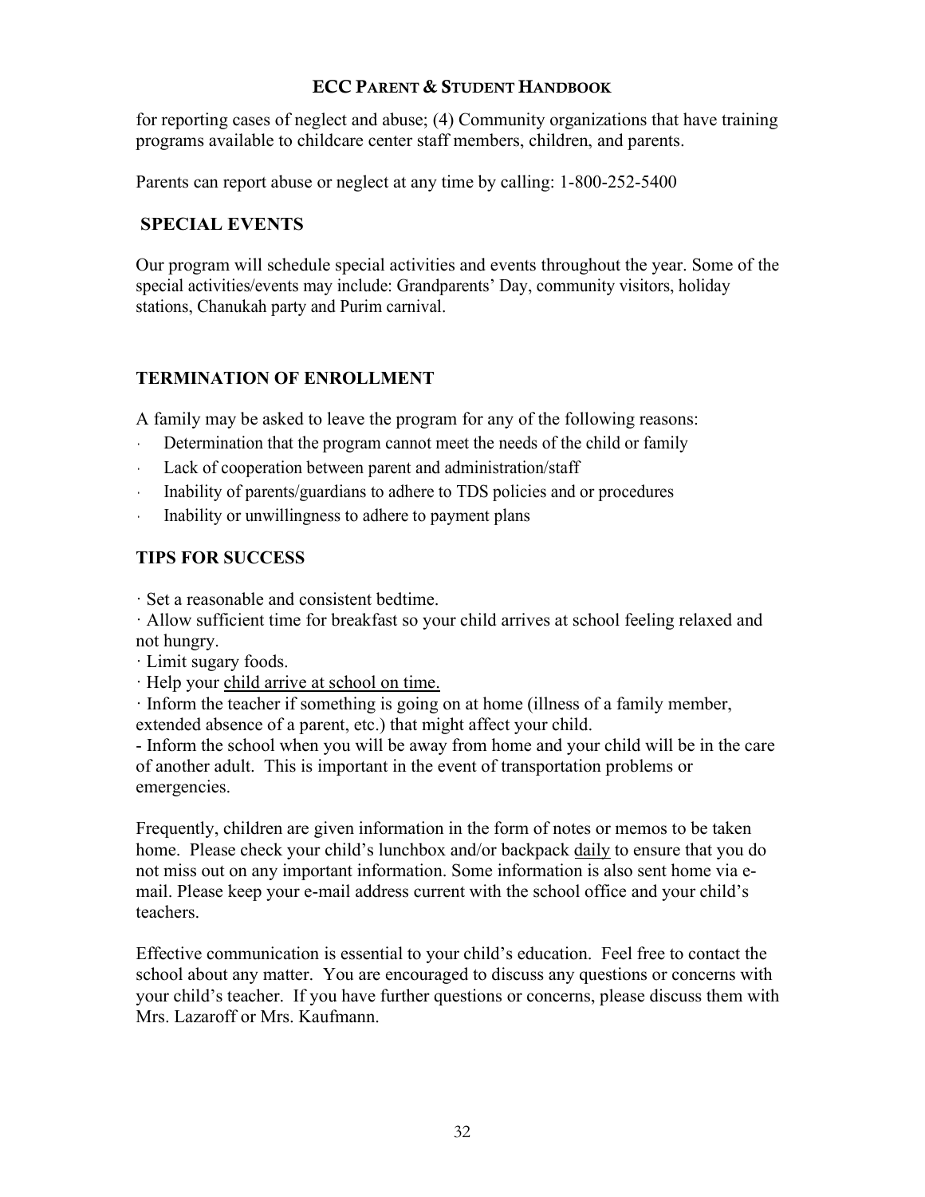for reporting cases of neglect and abuse; (4) Community organizations that have training programs available to childcare center staff members, children, and parents.

Parents can report abuse or neglect at any time by calling: 1-800-252-5400

## SPECIAL EVENTS

Our program will schedule special activities and events throughout the year. Some of the special activities/events may include: Grandparents' Day, community visitors, holiday stations, Chanukah party and Purim carnival.

## TERMINATION OF ENROLLMENT

A family may be asked to leave the program for any of the following reasons:

- Determination that the program cannot meet the needs of the child or family
- Lack of cooperation between parent and administration/staff
- Inability of parents/guardians to adhere to TDS policies and or procedures
- Inability or unwillingness to adhere to payment plans

## TIPS FOR SUCCESS

- Set a reasonable and consistent bedtime.
- Allow sufficient time for breakfast so your child arrives at school feeling relaxed and not hungry.
- Limit sugary foods.
- Help your child arrive at school on time.
- Inform the teacher if something is going on at home (illness of a family member, extended absence of a parent, etc.) that might affect your child.
- Inform the school when you will be away from home and your child will be in the care of another adult. This is important in the event of transportation problems or emergencies.

Frequently, children are given information in the form of notes or memos to be taken home. Please check your child's lunchbox and/or backpack daily to ensure that you do not miss out on any important information. Some information is also sent home via e-mail. Please keep your e-mail address current with the school office and your child's teachers.

Effective communication is essential to your child's education. Feel free to contact the school about any matter. You are encouraged to discuss any questions or concerns with your child's teacher. If you have further questions or concerns, please discuss them with Mrs. Lazaroff or Mrs. Kaufmann.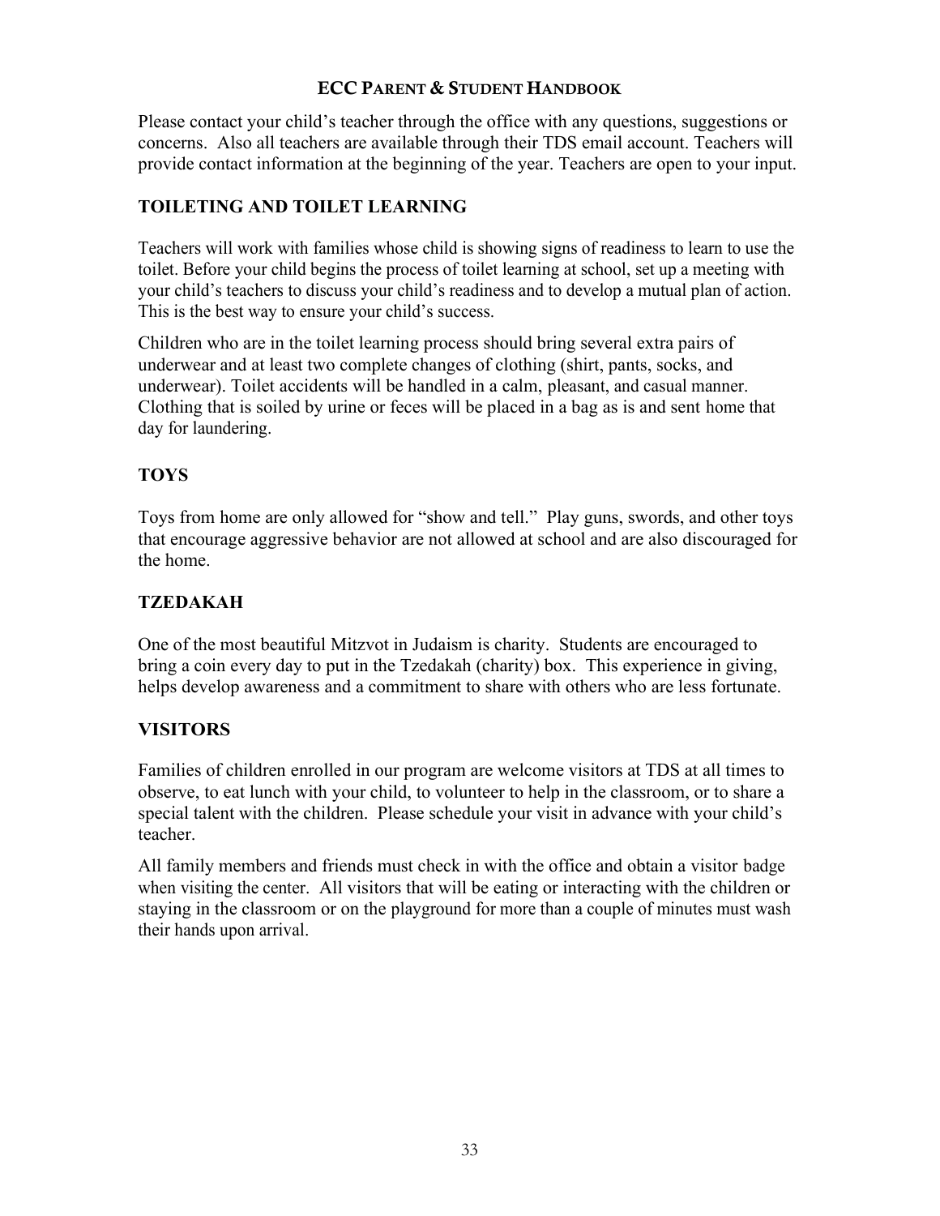Please contact your child's teacher through the office with any questions, suggestions or concerns. Also all teachers are available through their TDS email account. Teachers will provide contact information at the beginning of the year. Teachers are open to your input.

## TOILETING AND TOILET LEARNING

Teachers will work with families whose child is showing signs of readiness to learn to use the toilet. Before your child begins the process of toilet learning at school, set up a meeting with your child's teachers to discuss your child's readiness and to develop a mutual plan of action. This is the best way to ensure your child's success.

Children who are in the toilet learning process should bring several extra pairs of underwear and at least two complete changes of clothing (shirt, pants, socks, and underwear). Toilet accidents will be handled in a calm, pleasant, and casual manner. Clothing that is soiled by urine or feces will be placed in a bag as is and sent home that day for laundering.

## TOYS

Toys from home are only allowed for "show and tell." Play guns, swords, and other toys that encourage aggressive behavior are not allowed at school and are also discouraged for the home.

## TZEDAKAH

One of the most beautiful Mitzvot in Judaism is charity. Students are encouraged to bring a coin every day to put in the Tzedakah (charity) box. This experience in giving, helps develop awareness and a commitment to share with others who are less fortunate.

## VISITORS

Families of children enrolled in our program are welcome visitors at TDS at all times to observe, to eat lunch with your child, to volunteer to help in the classroom, or to share a special talent with the children. Please schedule your visit in advance with your child's teacher.

All family members and friends must check in with the office and obtain a visitor badge when visiting the center. All visitors that will be eating or interacting with the children or staying in the classroom or on the playground for more than a couple of minutes must wash their hands upon arrival.